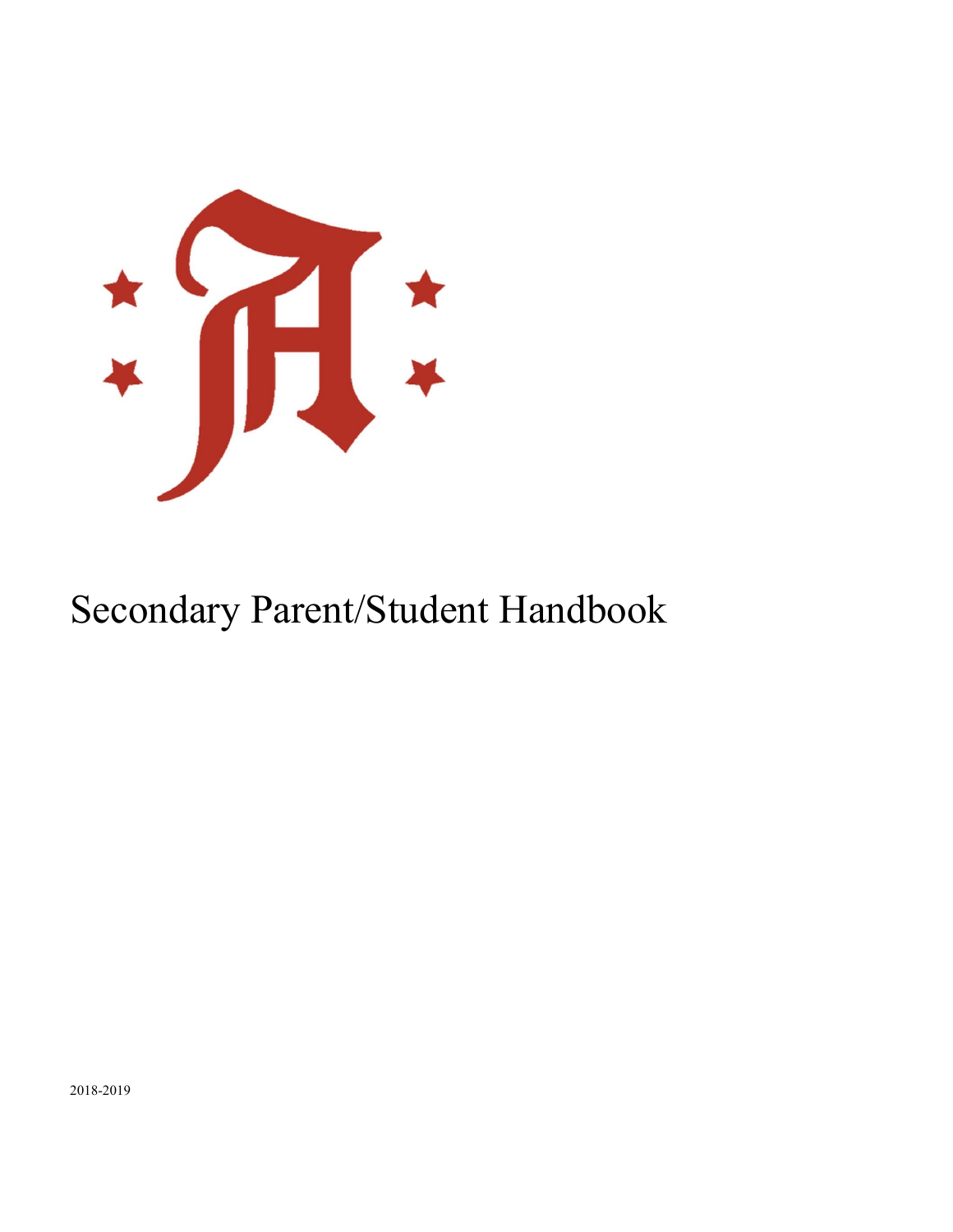# Secondary Parent/Student Handbook

2018-2019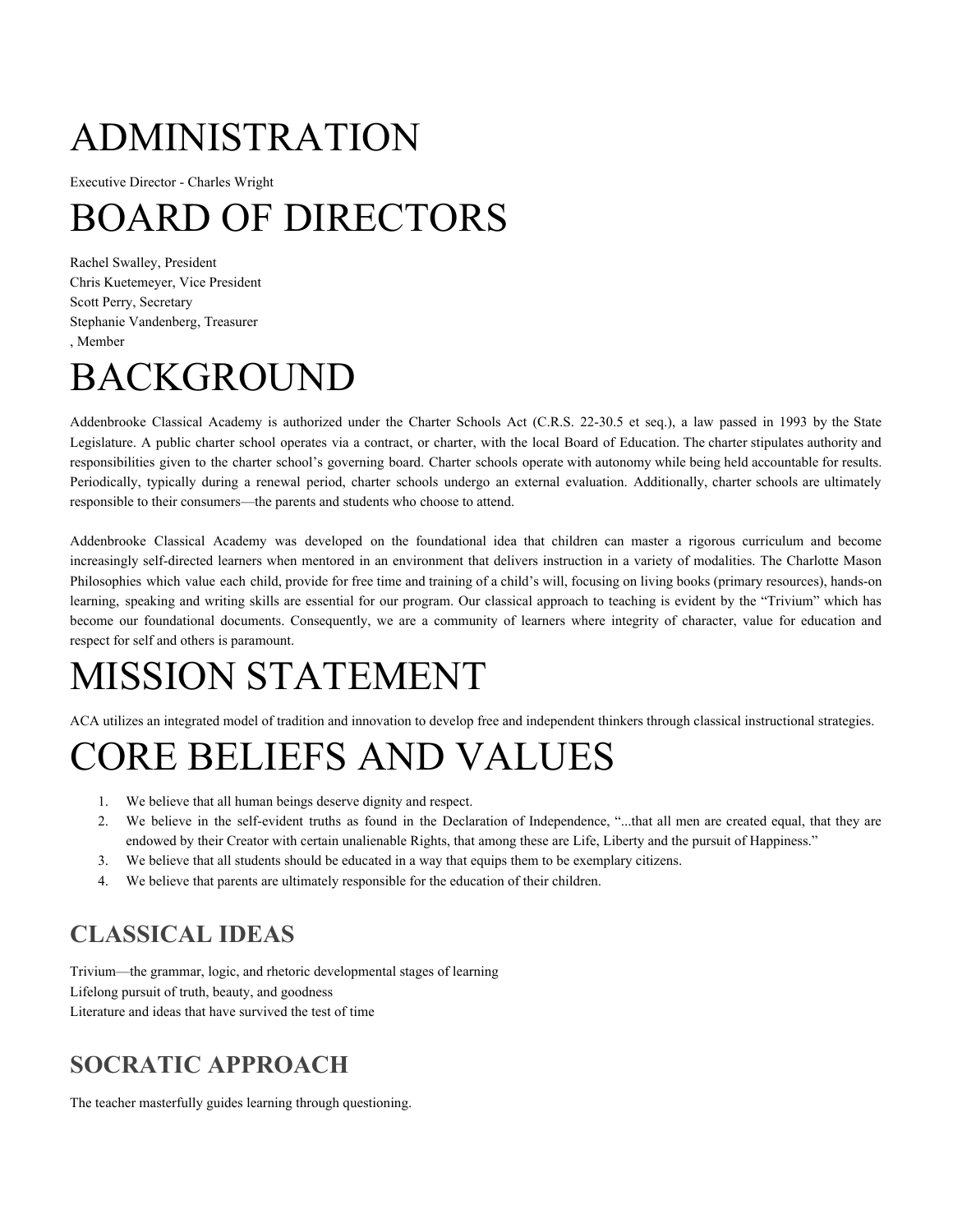# ADMINISTRATION

Executive Director - Charles Wright

# BOARD OF DIRECTORS

Rachel Swalley, President
Chris Kuetemeyer, Vice President
Scott Perry, Secretary
Stephanie Vandenberg, Treasurer
, Member

# BACKGROUND

Addenbrooke Classical Academy is authorized under the Charter Schools Act (C.R.S. 22-30.5 et seq.), a law passed in 1993 by the State Legislature. A public charter school operates via a contract, or charter, with the local Board of Education. The charter stipulates authority and responsibilities given to the charter school's governing board. Charter schools operate with autonomy while being held accountable for results. Periodically, typically during a renewal period, charter schools undergo an external evaluation. Additionally, charter schools are ultimately responsible to their consumers—the parents and students who choose to attend.

Addenbrooke Classical Academy was developed on the foundational idea that children can master a rigorous curriculum and become increasingly self-directed learners when mentored in an environment that delivers instruction in a variety of modalities. The Charlotte Mason Philosophies which value each child, provide for free time and training of a child's will, focusing on living books (primary resources), hands-on learning, speaking and writing skills are essential for our program. Our classical approach to teaching is evident by the "Trivium" which has become our foundational documents. Consequently, we are a community of learners where integrity of character, value for education and respect for self and others is paramount.

# MISSION STATEMENT

ACA utilizes an integrated model of tradition and innovation to develop free and independent thinkers through classical instructional strategies.

# CORE BELIEFS AND VALUES

1. We believe that all human beings deserve dignity and respect.
2. We believe in the self-evident truths as found in the Declaration of Independence, "...that all men are created equal, that they are endowed by their Creator with certain unalienable Rights, that among these are Life, Liberty and the pursuit of Happiness."
3. We believe that all students should be educated in a way that equips them to be exemplary citizens.
4. We believe that parents are ultimately responsible for the education of their children.

## CLASSICAL IDEAS

Trivium—the grammar, logic, and rhetoric developmental stages of learning
Lifelong pursuit of truth, beauty, and goodness
Literature and ideas that have survived the test of time

## SOCRATIC APPROACH

The teacher masterfully guides learning through questioning.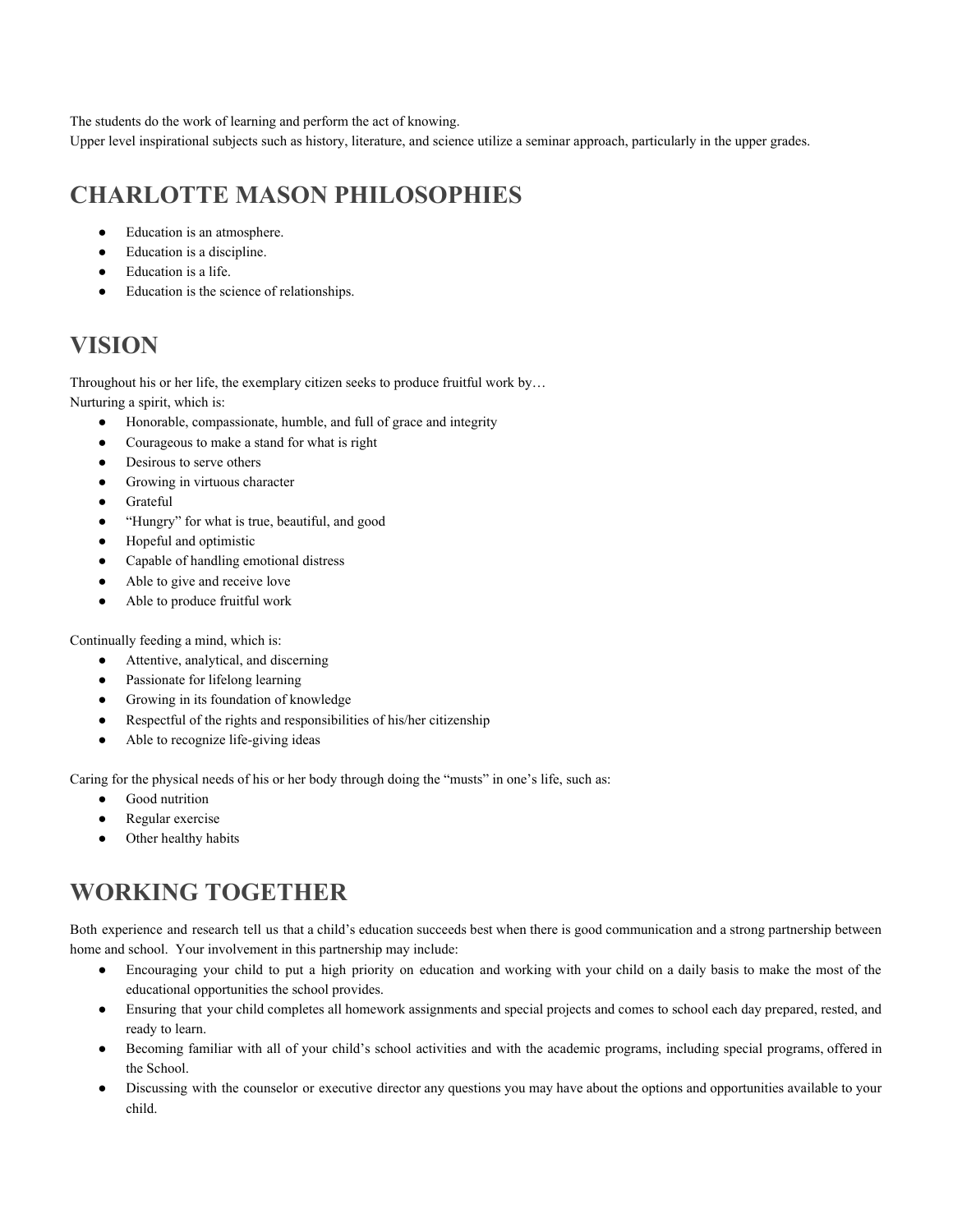The students do the work of learning and perform the act of knowing.
Upper level inspirational subjects such as history, literature, and science utilize a seminar approach, particularly in the upper grades.

## CHARLOTTE MASON PHILOSOPHIES

- Education is an atmosphere.
- Education is a discipline.
- Education is a life.
- Education is the science of relationships.

## VISION

Throughout his or her life, the exemplary citizen seeks to produce fruitful work by…
Nurturing a spirit, which is:

- Honorable, compassionate, humble, and full of grace and integrity
- Courageous to make a stand for what is right
- Desirous to serve others
- Growing in virtuous character
- Grateful
- "Hungry" for what is true, beautiful, and good
- Hopeful and optimistic
- Capable of handling emotional distress
- Able to give and receive love
- Able to produce fruitful work

Continually feeding a mind, which is:

- Attentive, analytical, and discerning
- Passionate for lifelong learning
- Growing in its foundation of knowledge
- Respectful of the rights and responsibilities of his/her citizenship
- Able to recognize life-giving ideas

Caring for the physical needs of his or her body through doing the "musts" in one's life, such as:

- Good nutrition
- Regular exercise
- Other healthy habits

## WORKING TOGETHER

Both experience and research tell us that a child's education succeeds best when there is good communication and a strong partnership between home and school. Your involvement in this partnership may include:

- Encouraging your child to put a high priority on education and working with your child on a daily basis to make the most of the educational opportunities the school provides.
- Ensuring that your child completes all homework assignments and special projects and comes to school each day prepared, rested, and ready to learn.
- Becoming familiar with all of your child's school activities and with the academic programs, including special programs, offered in the School.
- Discussing with the counselor or executive director any questions you may have about the options and opportunities available to your child.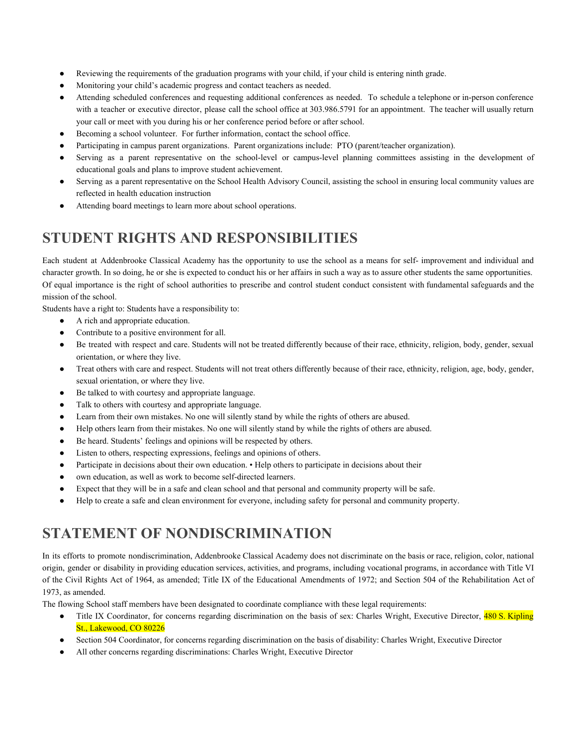- Reviewing the requirements of the graduation programs with your child, if your child is entering ninth grade.
- Monitoring your child's academic progress and contact teachers as needed.
- Attending scheduled conferences and requesting additional conferences as needed.  To schedule a telephone or in-person conference with a teacher or executive director, please call the school office at 303.986.5791 for an appointment.  The teacher will usually return your call or meet with you during his or her conference period before or after school.
- Becoming a school volunteer.  For further information, contact the school office.
- Participating in campus parent organizations.  Parent organizations include:  PTO (parent/teacher organization).
- Serving as a parent representative on the school-level or campus-level planning committees assisting in the development of educational goals and plans to improve student achievement.
- Serving as a parent representative on the School Health Advisory Council, assisting the school in ensuring local community values are reflected in health education instruction
- Attending board meetings to learn more about school operations.

## STUDENT RIGHTS AND RESPONSIBILITIES

Each student at Addenbrooke Classical Academy has the opportunity to use the school as a means for self- improvement and individual and character growth. In so doing, he or she is expected to conduct his or her affairs in such a way as to assure other students the same opportunities. Of equal importance is the right of school authorities to prescribe and control student conduct consistent with fundamental safeguards and the mission of the school.

Students have a right to: Students have a responsibility to:

- A rich and appropriate education.
- Contribute to a positive environment for all.
- Be treated with respect and care. Students will not be treated differently because of their race, ethnicity, religion, body, gender, sexual orientation, or where they live.
- Treat others with care and respect. Students will not treat others differently because of their race, ethnicity, religion, age, body, gender, sexual orientation, or where they live.
- Be talked to with courtesy and appropriate language.
- Talk to others with courtesy and appropriate language.
- Learn from their own mistakes. No one will silently stand by while the rights of others are abused.
- Help others learn from their mistakes. No one will silently stand by while the rights of others are abused.
- Be heard. Students' feelings and opinions will be respected by others.
- Listen to others, respecting expressions, feelings and opinions of others.
- Participate in decisions about their own education. • Help others to participate in decisions about their
- own education, as well as work to become self-directed learners.
- Expect that they will be in a safe and clean school and that personal and community property will be safe.
- Help to create a safe and clean environment for everyone, including safety for personal and community property.

## STATEMENT OF NONDISCRIMINATION

In its efforts to promote nondiscrimination, Addenbrooke Classical Academy does not discriminate on the basis or race, religion, color, national origin, gender or disability in providing education services, activities, and programs, including vocational programs, in accordance with Title VI of the Civil Rights Act of 1964, as amended; Title IX of the Educational Amendments of 1972; and Section 504 of the Rehabilitation Act of 1973, as amended.

The flowing School staff members have been designated to coordinate compliance with these legal requirements:

- Title IX Coordinator, for concerns regarding discrimination on the basis of sex: Charles Wright, Executive Director, 480 S. Kipling St., Lakewood, CO 80226
- Section 504 Coordinator, for concerns regarding discrimination on the basis of disability: Charles Wright, Executive Director
- All other concerns regarding discriminations: Charles Wright, Executive Director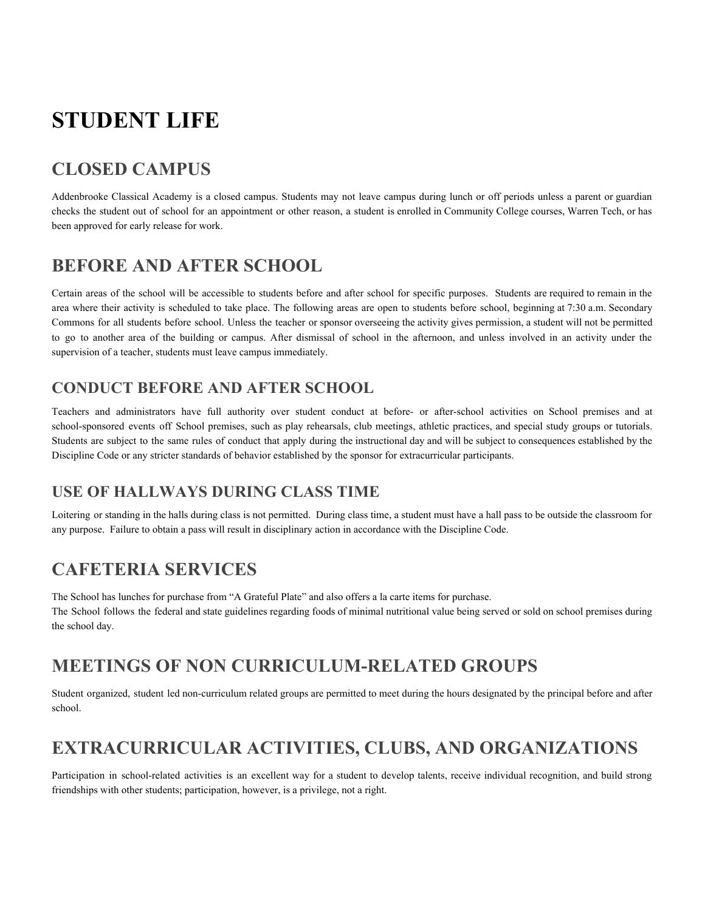# STUDENT LIFE

## CLOSED CAMPUS

Addenbrooke Classical Academy is a closed campus. Students may not leave campus during lunch or off periods unless a parent or guardian checks the student out of school for an appointment or other reason, a student is enrolled in Community College courses, Warren Tech, or has been approved for early release for work.

## BEFORE AND AFTER SCHOOL

Certain areas of the school will be accessible to students before and after school for specific purposes. Students are required to remain in the area where their activity is scheduled to take place. The following areas are open to students before school, beginning at 7:30 a.m. Secondary Commons for all students before school. Unless the teacher or sponsor overseeing the activity gives permission, a student will not be permitted to go to another area of the building or campus. After dismissal of school in the afternoon, and unless involved in an activity under the supervision of a teacher, students must leave campus immediately.

### CONDUCT BEFORE AND AFTER SCHOOL

Teachers and administrators have full authority over student conduct at before- or after-school activities on School premises and at school-sponsored events off School premises, such as play rehearsals, club meetings, athletic practices, and special study groups or tutorials. Students are subject to the same rules of conduct that apply during the instructional day and will be subject to consequences established by the Discipline Code or any stricter standards of behavior established by the sponsor for extracurricular participants.

### USE OF HALLWAYS DURING CLASS TIME

Loitering or standing in the halls during class is not permitted. During class time, a student must have a hall pass to be outside the classroom for any purpose. Failure to obtain a pass will result in disciplinary action in accordance with the Discipline Code.

## CAFETERIA SERVICES

The School has lunches for purchase from "A Grateful Plate" and also offers a la carte items for purchase.
The School follows the federal and state guidelines regarding foods of minimal nutritional value being served or sold on school premises during the school day.

## MEETINGS OF NON CURRICULUM-RELATED GROUPS

Student organized, student led non-curriculum related groups are permitted to meet during the hours designated by the principal before and after school.

## EXTRACURRICULAR ACTIVITIES, CLUBS, AND ORGANIZATIONS

Participation in school-related activities is an excellent way for a student to develop talents, receive individual recognition, and build strong friendships with other students; participation, however, is a privilege, not a right.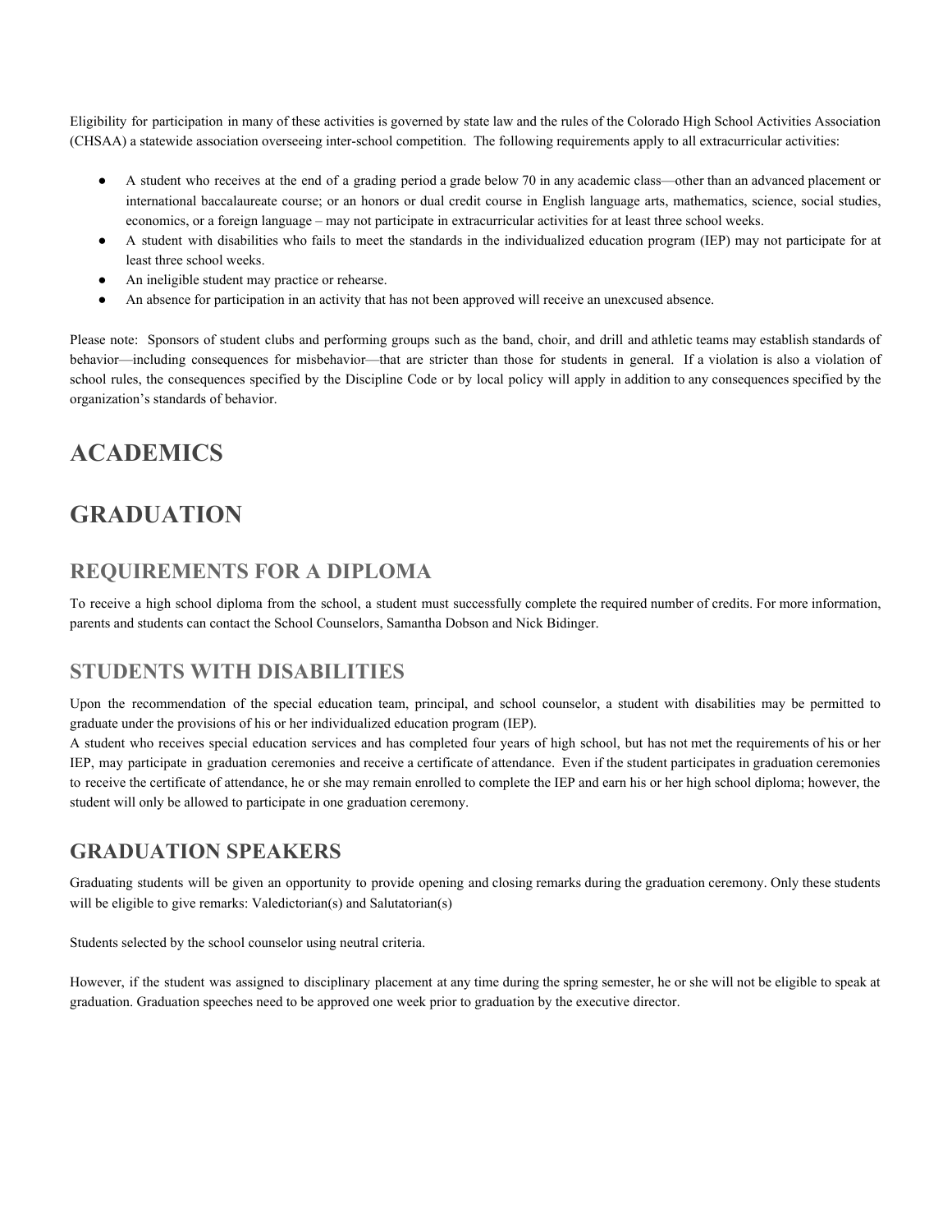Eligibility for participation in many of these activities is governed by state law and the rules of the Colorado High School Activities Association (CHSAA) a statewide association overseeing inter-school competition. The following requirements apply to all extracurricular activities:

- A student who receives at the end of a grading period a grade below 70 in any academic class—other than an advanced placement or international baccalaureate course; or an honors or dual credit course in English language arts, mathematics, science, social studies, economics, or a foreign language – may not participate in extracurricular activities for at least three school weeks.
- A student with disabilities who fails to meet the standards in the individualized education program (IEP) may not participate for at least three school weeks.
- An ineligible student may practice or rehearse.
- An absence for participation in an activity that has not been approved will receive an unexcused absence.

Please note: Sponsors of student clubs and performing groups such as the band, choir, and drill and athletic teams may establish standards of behavior—including consequences for misbehavior—that are stricter than those for students in general. If a violation is also a violation of school rules, the consequences specified by the Discipline Code or by local policy will apply in addition to any consequences specified by the organization's standards of behavior.

# ACADEMICS

# GRADUATION

## REQUIREMENTS FOR A DIPLOMA

To receive a high school diploma from the school, a student must successfully complete the required number of credits. For more information, parents and students can contact the School Counselors, Samantha Dobson and Nick Bidinger.

## STUDENTS WITH DISABILITIES

Upon the recommendation of the special education team, principal, and school counselor, a student with disabilities may be permitted to graduate under the provisions of his or her individualized education program (IEP).

A student who receives special education services and has completed four years of high school, but has not met the requirements of his or her IEP, may participate in graduation ceremonies and receive a certificate of attendance. Even if the student participates in graduation ceremonies to receive the certificate of attendance, he or she may remain enrolled to complete the IEP and earn his or her high school diploma; however, the student will only be allowed to participate in one graduation ceremony.

## GRADUATION SPEAKERS

Graduating students will be given an opportunity to provide opening and closing remarks during the graduation ceremony. Only these students will be eligible to give remarks: Valedictorian(s) and Salutatorian(s)

Students selected by the school counselor using neutral criteria.

However, if the student was assigned to disciplinary placement at any time during the spring semester, he or she will not be eligible to speak at graduation. Graduation speeches need to be approved one week prior to graduation by the executive director.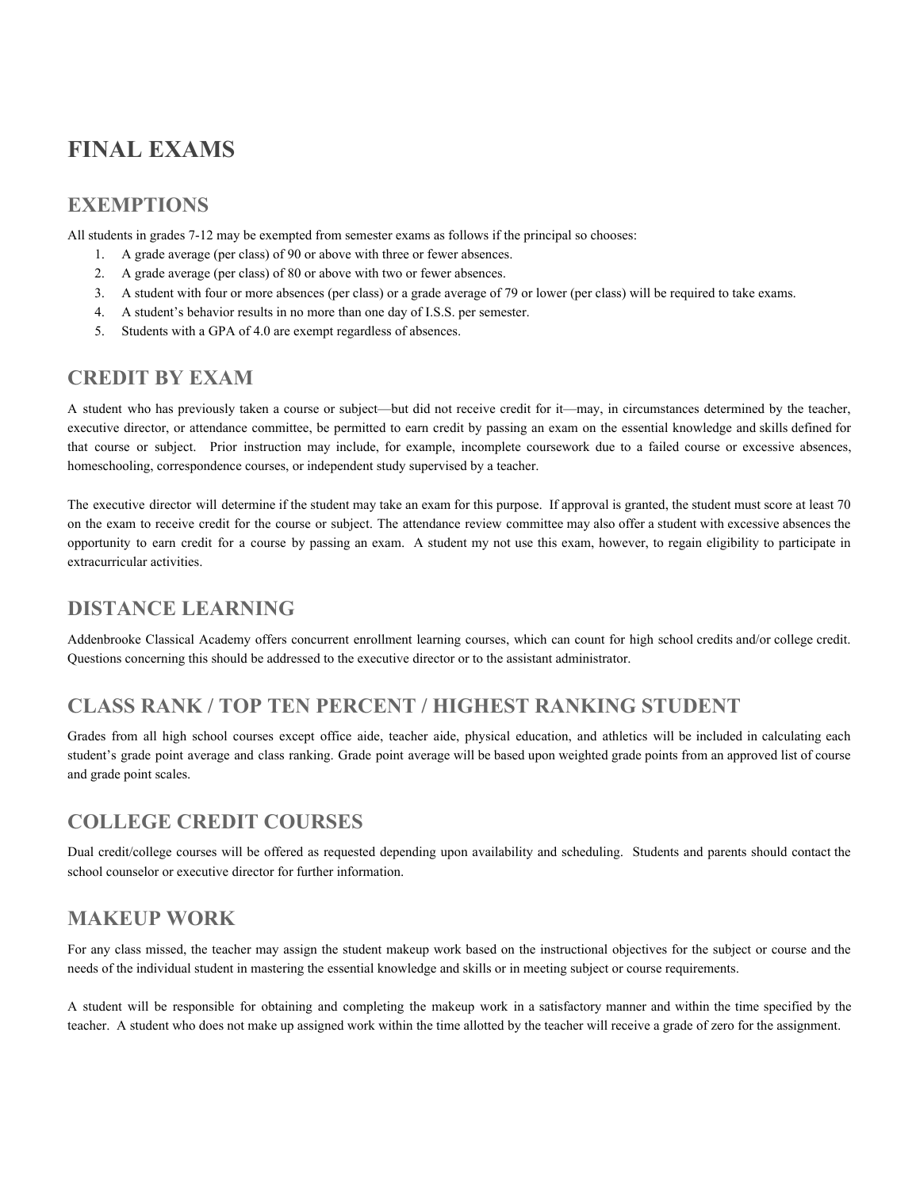# FINAL EXAMS

## EXEMPTIONS

All students in grades 7-12 may be exempted from semester exams as follows if the principal so chooses:

1. A grade average (per class) of 90 or above with three or fewer absences.
2. A grade average (per class) of 80 or above with two or fewer absences.
3. A student with four or more absences (per class) or a grade average of 79 or lower (per class) will be required to take exams.
4. A student's behavior results in no more than one day of I.S.S. per semester.
5. Students with a GPA of 4.0 are exempt regardless of absences.

## CREDIT BY EXAM

A student who has previously taken a course or subject—but did not receive credit for it—may, in circumstances determined by the teacher, executive director, or attendance committee, be permitted to earn credit by passing an exam on the essential knowledge and skills defined for that course or subject. Prior instruction may include, for example, incomplete coursework due to a failed course or excessive absences, homeschooling, correspondence courses, or independent study supervised by a teacher.

The executive director will determine if the student may take an exam for this purpose. If approval is granted, the student must score at least 70 on the exam to receive credit for the course or subject. The attendance review committee may also offer a student with excessive absences the opportunity to earn credit for a course by passing an exam. A student my not use this exam, however, to regain eligibility to participate in extracurricular activities.

## DISTANCE LEARNING

Addenbrooke Classical Academy offers concurrent enrollment learning courses, which can count for high school credits and/or college credit. Questions concerning this should be addressed to the executive director or to the assistant administrator.

## CLASS RANK / TOP TEN PERCENT / HIGHEST RANKING STUDENT

Grades from all high school courses except office aide, teacher aide, physical education, and athletics will be included in calculating each student's grade point average and class ranking. Grade point average will be based upon weighted grade points from an approved list of course and grade point scales.

## COLLEGE CREDIT COURSES

Dual credit/college courses will be offered as requested depending upon availability and scheduling. Students and parents should contact the school counselor or executive director for further information.

## MAKEUP WORK

For any class missed, the teacher may assign the student makeup work based on the instructional objectives for the subject or course and the needs of the individual student in mastering the essential knowledge and skills or in meeting subject or course requirements.

A student will be responsible for obtaining and completing the makeup work in a satisfactory manner and within the time specified by the teacher. A student who does not make up assigned work within the time allotted by the teacher will receive a grade of zero for the assignment.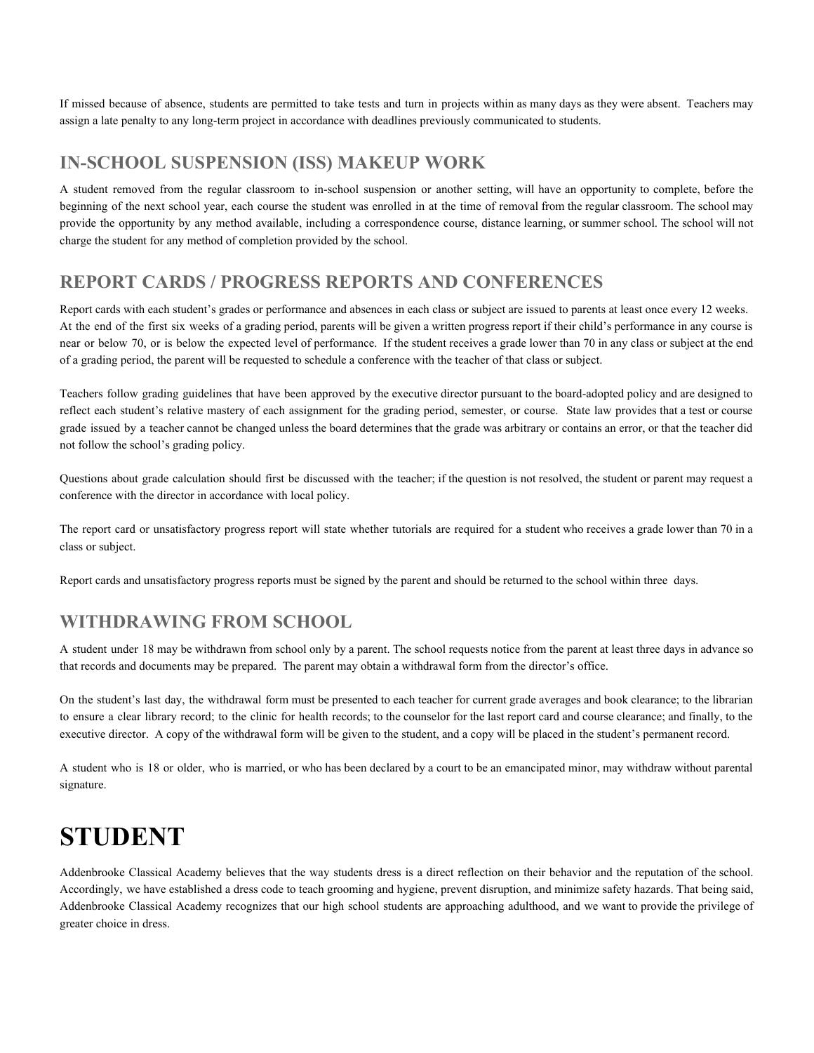If missed because of absence, students are permitted to take tests and turn in projects within as many days as they were absent. Teachers may assign a late penalty to any long-term project in accordance with deadlines previously communicated to students.

## IN-SCHOOL SUSPENSION (ISS) MAKEUP WORK

A student removed from the regular classroom to in-school suspension or another setting, will have an opportunity to complete, before the beginning of the next school year, each course the student was enrolled in at the time of removal from the regular classroom. The school may provide the opportunity by any method available, including a correspondence course, distance learning, or summer school. The school will not charge the student for any method of completion provided by the school.

## REPORT CARDS / PROGRESS REPORTS AND CONFERENCES

Report cards with each student's grades or performance and absences in each class or subject are issued to parents at least once every 12 weeks. At the end of the first six weeks of a grading period, parents will be given a written progress report if their child's performance in any course is near or below 70, or is below the expected level of performance. If the student receives a grade lower than 70 in any class or subject at the end of a grading period, the parent will be requested to schedule a conference with the teacher of that class or subject.

Teachers follow grading guidelines that have been approved by the executive director pursuant to the board-adopted policy and are designed to reflect each student's relative mastery of each assignment for the grading period, semester, or course. State law provides that a test or course grade issued by a teacher cannot be changed unless the board determines that the grade was arbitrary or contains an error, or that the teacher did not follow the school's grading policy.

Questions about grade calculation should first be discussed with the teacher; if the question is not resolved, the student or parent may request a conference with the director in accordance with local policy.

The report card or unsatisfactory progress report will state whether tutorials are required for a student who receives a grade lower than 70 in a class or subject.

Report cards and unsatisfactory progress reports must be signed by the parent and should be returned to the school within three days.

## WITHDRAWING FROM SCHOOL

A student under 18 may be withdrawn from school only by a parent. The school requests notice from the parent at least three days in advance so that records and documents may be prepared. The parent may obtain a withdrawal form from the director's office.

On the student's last day, the withdrawal form must be presented to each teacher for current grade averages and book clearance; to the librarian to ensure a clear library record; to the clinic for health records; to the counselor for the last report card and course clearance; and finally, to the executive director. A copy of the withdrawal form will be given to the student, and a copy will be placed in the student's permanent record.

A student who is 18 or older, who is married, or who has been declared by a court to be an emancipated minor, may withdraw without parental signature.

# STUDENT

Addenbrooke Classical Academy believes that the way students dress is a direct reflection on their behavior and the reputation of the school. Accordingly, we have established a dress code to teach grooming and hygiene, prevent disruption, and minimize safety hazards. That being said, Addenbrooke Classical Academy recognizes that our high school students are approaching adulthood, and we want to provide the privilege of greater choice in dress.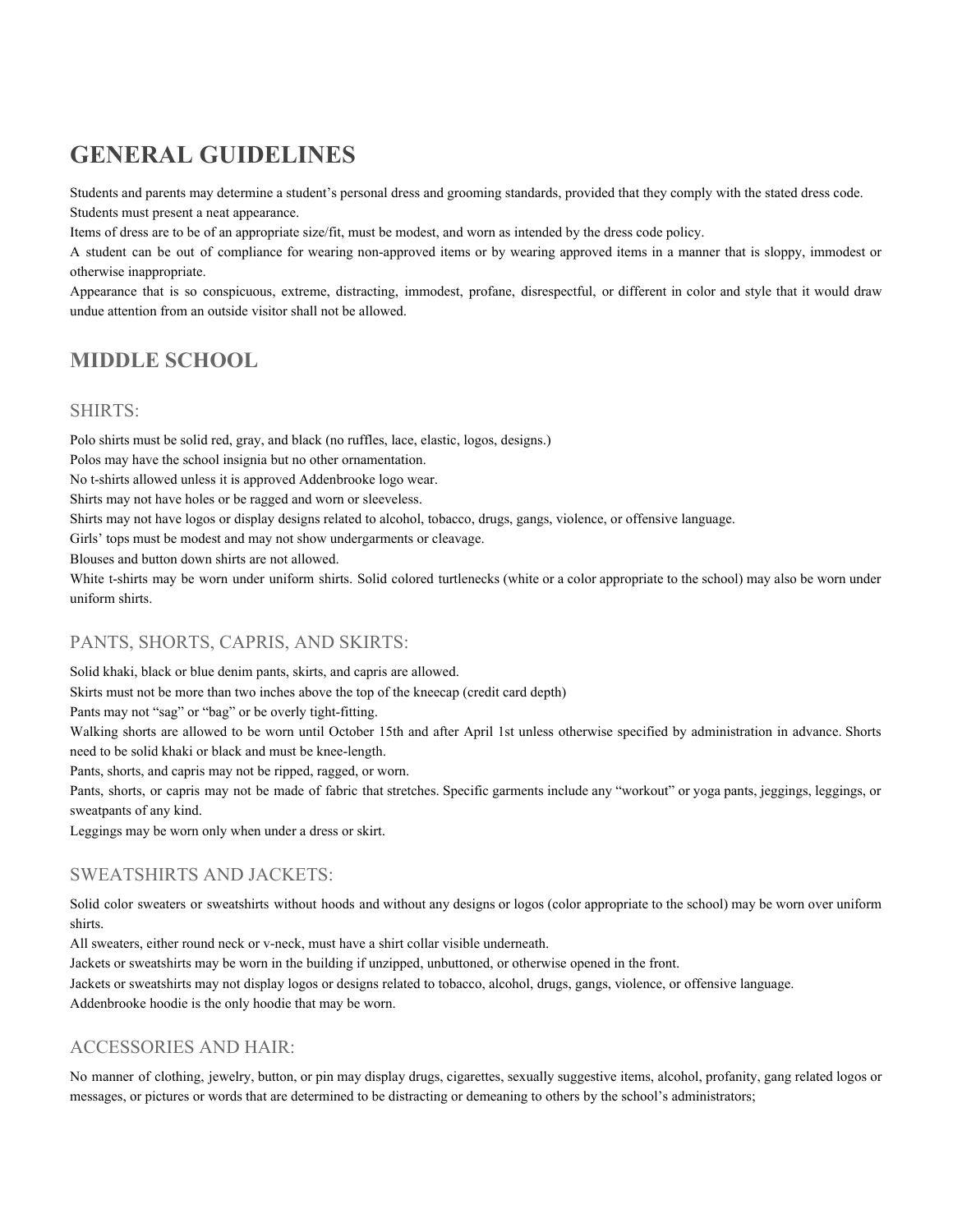# GENERAL GUIDELINES

Students and parents may determine a student's personal dress and grooming standards, provided that they comply with the stated dress code.

Students must present a neat appearance.

Items of dress are to be of an appropriate size/fit, must be modest, and worn as intended by the dress code policy.

A student can be out of compliance for wearing non-approved items or by wearing approved items in a manner that is sloppy, immodest or otherwise inappropriate.

Appearance that is so conspicuous, extreme, distracting, immodest, profane, disrespectful, or different in color and style that it would draw undue attention from an outside visitor shall not be allowed.

## MIDDLE SCHOOL

### SHIRTS:

Polo shirts must be solid red, gray, and black (no ruffles, lace, elastic, logos, designs.)

Polos may have the school insignia but no other ornamentation.

No t-shirts allowed unless it is approved Addenbrooke logo wear.

Shirts may not have holes or be ragged and worn or sleeveless.

Shirts may not have logos or display designs related to alcohol, tobacco, drugs, gangs, violence, or offensive language.

Girls' tops must be modest and may not show undergarments or cleavage.

Blouses and button down shirts are not allowed.

White t-shirts may be worn under uniform shirts. Solid colored turtlenecks (white or a color appropriate to the school) may also be worn under uniform shirts.

### PANTS, SHORTS, CAPRIS, AND SKIRTS:

Solid khaki, black or blue denim pants, skirts, and capris are allowed.

Skirts must not be more than two inches above the top of the kneecap (credit card depth)

Pants may not "sag" or "bag" or be overly tight-fitting.

Walking shorts are allowed to be worn until October 15th and after April 1st unless otherwise specified by administration in advance. Shorts need to be solid khaki or black and must be knee-length.

Pants, shorts, and capris may not be ripped, ragged, or worn.

Pants, shorts, or capris may not be made of fabric that stretches. Specific garments include any "workout" or yoga pants, jeggings, leggings, or sweatpants of any kind.

Leggings may be worn only when under a dress or skirt.

### SWEATSHIRTS AND JACKETS:

Solid color sweaters or sweatshirts without hoods and without any designs or logos (color appropriate to the school) may be worn over uniform shirts.

All sweaters, either round neck or v-neck, must have a shirt collar visible underneath.

Jackets or sweatshirts may be worn in the building if unzipped, unbuttoned, or otherwise opened in the front.

Jackets or sweatshirts may not display logos or designs related to tobacco, alcohol, drugs, gangs, violence, or offensive language.

Addenbrooke hoodie is the only hoodie that may be worn.

### ACCESSORIES AND HAIR:

No manner of clothing, jewelry, button, or pin may display drugs, cigarettes, sexually suggestive items, alcohol, profanity, gang related logos or messages, or pictures or words that are determined to be distracting or demeaning to others by the school's administrators;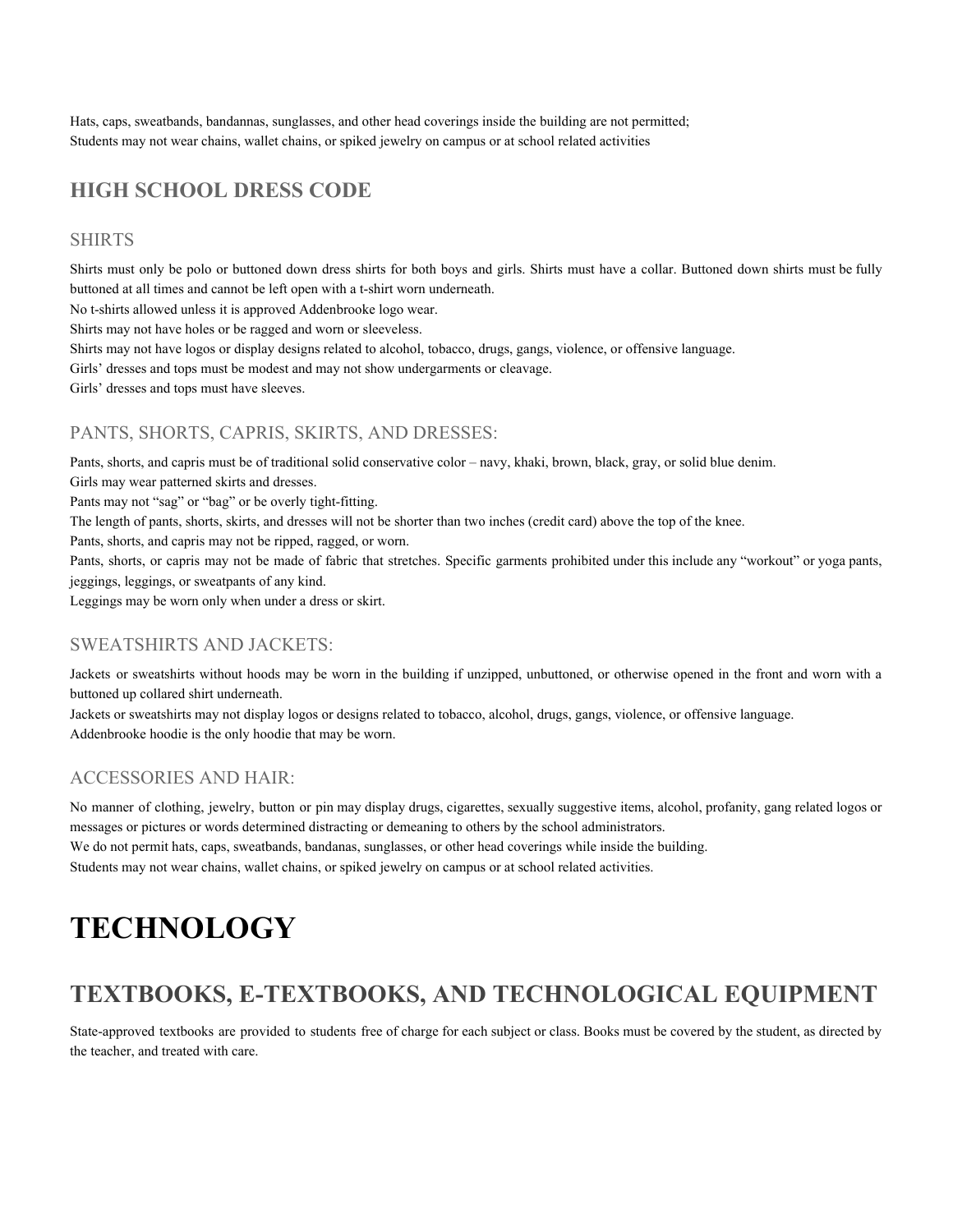Hats, caps, sweatbands, bandannas, sunglasses, and other head coverings inside the building are not permitted;
Students may not wear chains, wallet chains, or spiked jewelry on campus or at school related activities

## HIGH SCHOOL DRESS CODE

### SHIRTS

Shirts must only be polo or buttoned down dress shirts for both boys and girls. Shirts must have a collar. Buttoned down shirts must be fully buttoned at all times and cannot be left open with a t-shirt worn underneath.
No t-shirts allowed unless it is approved Addenbrooke logo wear.
Shirts may not have holes or be ragged and worn or sleeveless.
Shirts may not have logos or display designs related to alcohol, tobacco, drugs, gangs, violence, or offensive language.
Girls' dresses and tops must be modest and may not show undergarments or cleavage.
Girls' dresses and tops must have sleeves.

### PANTS, SHORTS, CAPRIS, SKIRTS, AND DRESSES:

Pants, shorts, and capris must be of traditional solid conservative color – navy, khaki, brown, black, gray, or solid blue denim.
Girls may wear patterned skirts and dresses.
Pants may not "sag" or "bag" or be overly tight-fitting.
The length of pants, shorts, skirts, and dresses will not be shorter than two inches (credit card) above the top of the knee.
Pants, shorts, and capris may not be ripped, ragged, or worn.
Pants, shorts, or capris may not be made of fabric that stretches. Specific garments prohibited under this include any "workout" or yoga pants, jeggings, leggings, or sweatpants of any kind.
Leggings may be worn only when under a dress or skirt.

### SWEATSHIRTS AND JACKETS:

Jackets or sweatshirts without hoods may be worn in the building if unzipped, unbuttoned, or otherwise opened in the front and worn with a buttoned up collared shirt underneath.
Jackets or sweatshirts may not display logos or designs related to tobacco, alcohol, drugs, gangs, violence, or offensive language.
Addenbrooke hoodie is the only hoodie that may be worn.

### ACCESSORIES AND HAIR:

No manner of clothing, jewelry, button or pin may display drugs, cigarettes, sexually suggestive items, alcohol, profanity, gang related logos or messages or pictures or words determined distracting or demeaning to others by the school administrators.
We do not permit hats, caps, sweatbands, bandanas, sunglasses, or other head coverings while inside the building.
Students may not wear chains, wallet chains, or spiked jewelry on campus or at school related activities.

# TECHNOLOGY

## TEXTBOOKS, E-TEXTBOOKS, AND TECHNOLOGICAL EQUIPMENT

State-approved textbooks are provided to students free of charge for each subject or class. Books must be covered by the student, as directed by the teacher, and treated with care.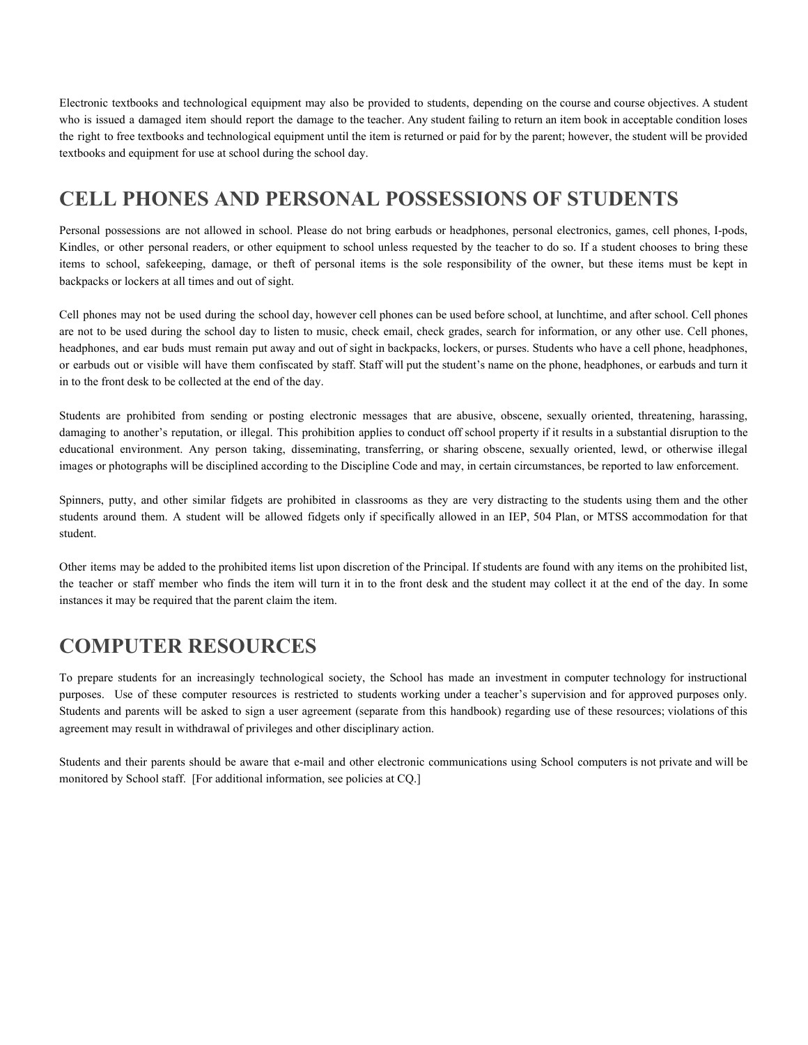Electronic textbooks and technological equipment may also be provided to students, depending on the course and course objectives. A student who is issued a damaged item should report the damage to the teacher. Any student failing to return an item book in acceptable condition loses the right to free textbooks and technological equipment until the item is returned or paid for by the parent; however, the student will be provided textbooks and equipment for use at school during the school day.

# CELL PHONES AND PERSONAL POSSESSIONS OF STUDENTS

Personal possessions are not allowed in school. Please do not bring earbuds or headphones, personal electronics, games, cell phones, I-pods, Kindles, or other personal readers, or other equipment to school unless requested by the teacher to do so. If a student chooses to bring these items to school, safekeeping, damage, or theft of personal items is the sole responsibility of the owner, but these items must be kept in backpacks or lockers at all times and out of sight.

Cell phones may not be used during the school day, however cell phones can be used before school, at lunchtime, and after school. Cell phones are not to be used during the school day to listen to music, check email, check grades, search for information, or any other use. Cell phones, headphones, and ear buds must remain put away and out of sight in backpacks, lockers, or purses. Students who have a cell phone, headphones, or earbuds out or visible will have them confiscated by staff. Staff will put the student's name on the phone, headphones, or earbuds and turn it in to the front desk to be collected at the end of the day.

Students are prohibited from sending or posting electronic messages that are abusive, obscene, sexually oriented, threatening, harassing, damaging to another's reputation, or illegal. This prohibition applies to conduct off school property if it results in a substantial disruption to the educational environment. Any person taking, disseminating, transferring, or sharing obscene, sexually oriented, lewd, or otherwise illegal images or photographs will be disciplined according to the Discipline Code and may, in certain circumstances, be reported to law enforcement.

Spinners, putty, and other similar fidgets are prohibited in classrooms as they are very distracting to the students using them and the other students around them. A student will be allowed fidgets only if specifically allowed in an IEP, 504 Plan, or MTSS accommodation for that student.

Other items may be added to the prohibited items list upon discretion of the Principal. If students are found with any items on the prohibited list, the teacher or staff member who finds the item will turn it in to the front desk and the student may collect it at the end of the day. In some instances it may be required that the parent claim the item.

# COMPUTER RESOURCES

To prepare students for an increasingly technological society, the School has made an investment in computer technology for instructional purposes. Use of these computer resources is restricted to students working under a teacher's supervision and for approved purposes only. Students and parents will be asked to sign a user agreement (separate from this handbook) regarding use of these resources; violations of this agreement may result in withdrawal of privileges and other disciplinary action.

Students and their parents should be aware that e-mail and other electronic communications using School computers is not private and will be monitored by School staff. [For additional information, see policies at CQ.]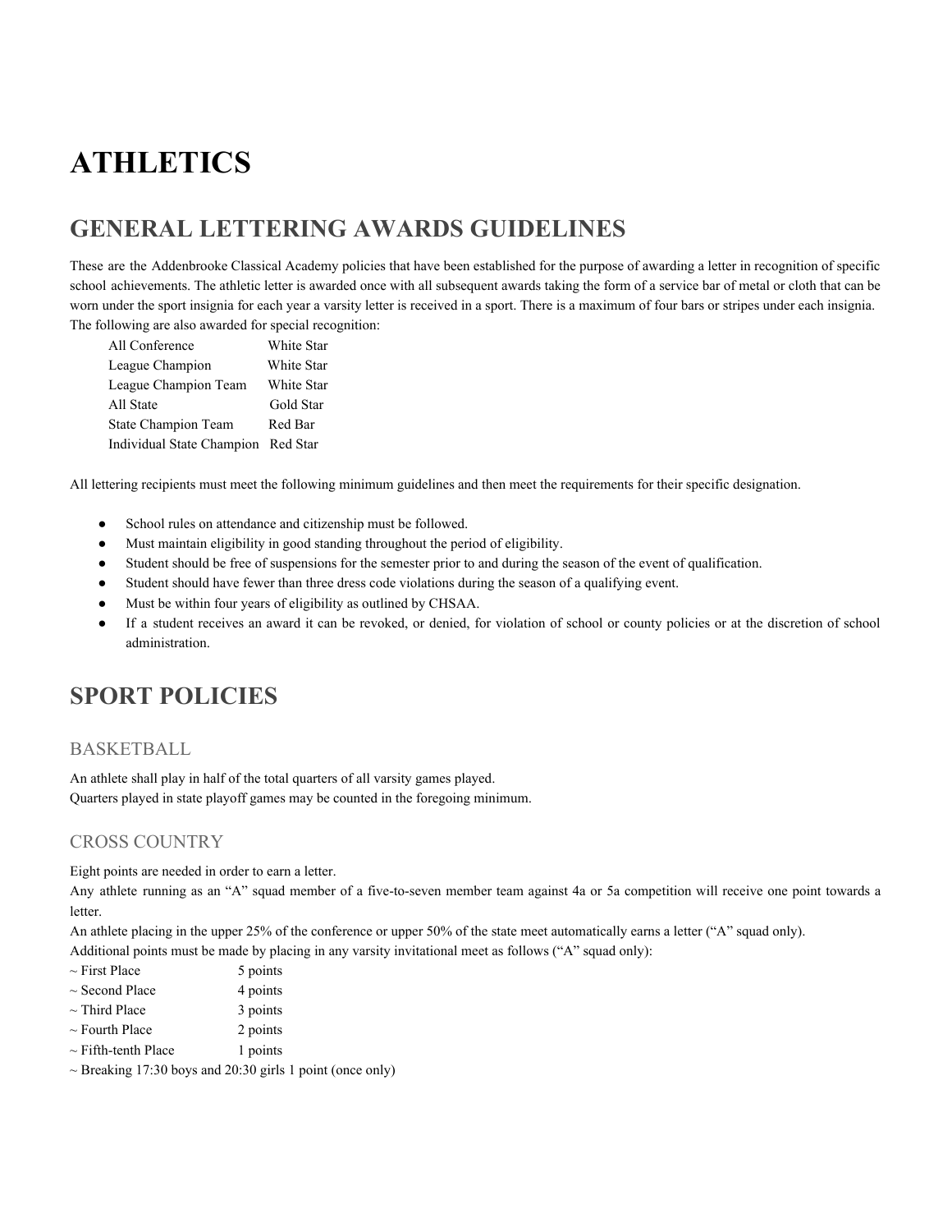# ATHLETICS

## GENERAL LETTERING AWARDS GUIDELINES

These are the Addenbrooke Classical Academy policies that have been established for the purpose of awarding a letter in recognition of specific school achievements. The athletic letter is awarded once with all subsequent awards taking the form of a service bar of metal or cloth that can be worn under the sport insignia for each year a varsity letter is received in a sport. There is a maximum of four bars or stripes under each insignia. The following are also awarded for special recognition:

| | |
|---|---|
| All Conference | White Star |
| League Champion | White Star |
| League Champion Team | White Star |
| All State | Gold Star |
| State Champion Team | Red Bar |
| Individual State Champion | Red Star |

All lettering recipients must meet the following minimum guidelines and then meet the requirements for their specific designation.

- School rules on attendance and citizenship must be followed.
- Must maintain eligibility in good standing throughout the period of eligibility.
- Student should be free of suspensions for the semester prior to and during the season of the event of qualification.
- Student should have fewer than three dress code violations during the season of a qualifying event.
- Must be within four years of eligibility as outlined by CHSAA.
- If a student receives an award it can be revoked, or denied, for violation of school or county policies or at the discretion of school administration.

## SPORT POLICIES

### BASKETBALL

An athlete shall play in half of the total quarters of all varsity games played.
Quarters played in state playoff games may be counted in the foregoing minimum.

### CROSS COUNTRY

Eight points are needed in order to earn a letter.
Any athlete running as an "A" squad member of a five-to-seven member team against 4a or 5a competition will receive one point towards a letter.
An athlete placing in the upper 25% of the conference or upper 50% of the state meet automatically earns a letter ("A" squad only).
Additional points must be made by placing in any varsity invitational meet as follows ("A" squad only):

| | |
|---|---|
| ~ First Place | 5 points |
| ~ Second Place | 4 points |
| ~ Third Place | 3 points |
| ~ Fourth Place | 2 points |
| ~ Fifth-tenth Place | 1 points |

~ Breaking 17:30 boys and 20:30 girls 1 point (once only)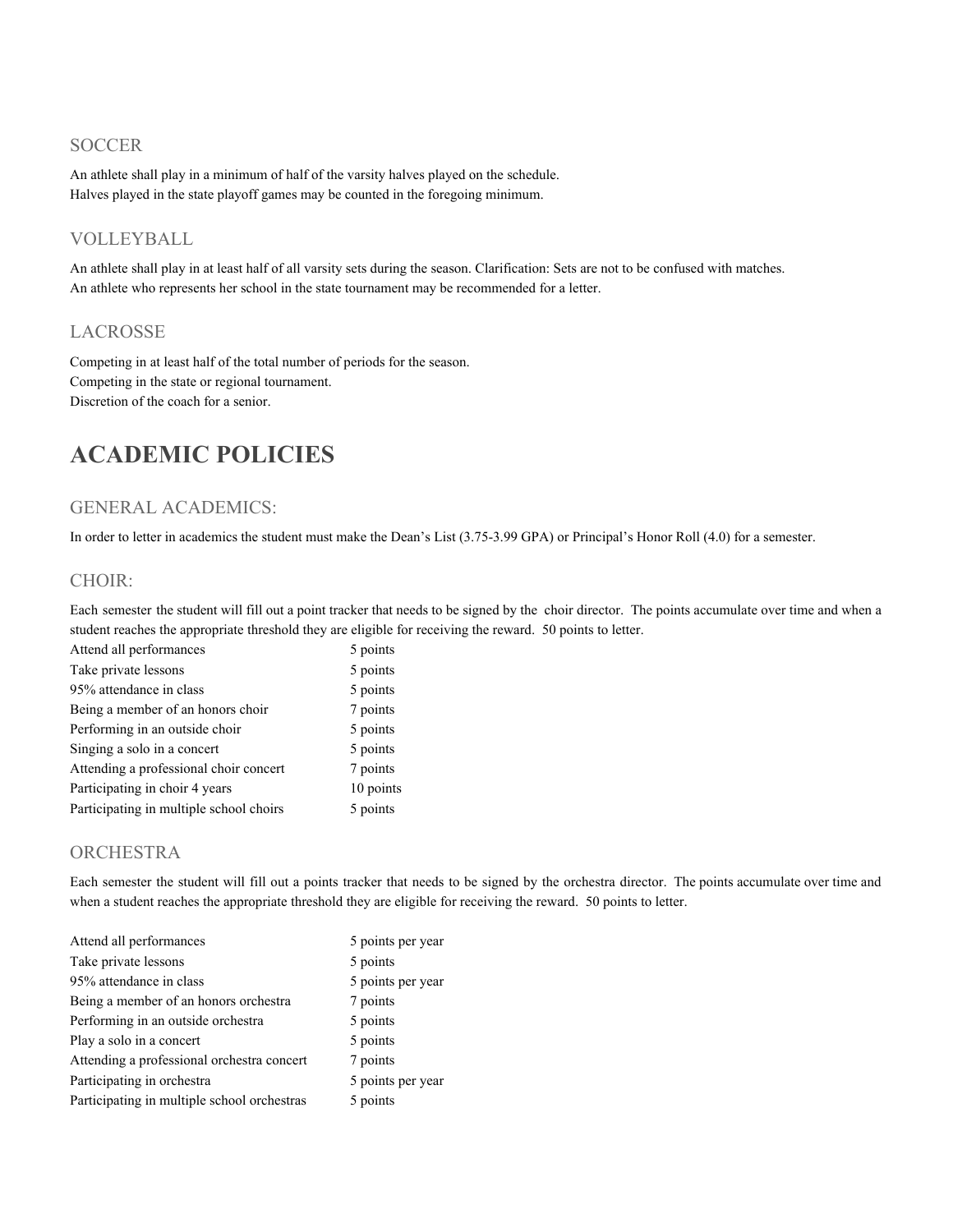### SOCCER

An athlete shall play in a minimum of half of the varsity halves played on the schedule.
Halves played in the state playoff games may be counted in the foregoing minimum.

### VOLLEYBALL

An athlete shall play in at least half of all varsity sets during the season. Clarification: Sets are not to be confused with matches.
An athlete who represents her school in the state tournament may be recommended for a letter.

### LACROSSE

Competing in at least half of the total number of periods for the season.
Competing in the state or regional tournament.
Discretion of the coach for a senior.

# ACADEMIC POLICIES

### GENERAL ACADEMICS:

In order to letter in academics the student must make the Dean's List (3.75-3.99 GPA) or Principal's Honor Roll (4.0) for a semester.

### CHOIR:

Each semester the student will fill out a point tracker that needs to be signed by the choir director. The points accumulate over time and when a student reaches the appropriate threshold they are eligible for receiving the reward. 50 points to letter.

| | |
|---|---|
| Attend all performances | 5 points |
| Take private lessons | 5 points |
| 95% attendance in class | 5 points |
| Being a member of an honors choir | 7 points |
| Performing in an outside choir | 5 points |
| Singing a solo in a concert | 5 points |
| Attending a professional choir concert | 7 points |
| Participating in choir 4 years | 10 points |
| Participating in multiple school choirs | 5 points |

### ORCHESTRA

Each semester the student will fill out a points tracker that needs to be signed by the orchestra director. The points accumulate over time and when a student reaches the appropriate threshold they are eligible for receiving the reward. 50 points to letter.

| | |
|---|---|
| Attend all performances | 5 points per year |
| Take private lessons | 5 points |
| 95% attendance in class | 5 points per year |
| Being a member of an honors orchestra | 7 points |
| Performing in an outside orchestra | 5 points |
| Play a solo in a concert | 5 points |
| Attending a professional orchestra concert | 7 points |
| Participating in orchestra | 5 points per year |
| Participating in multiple school orchestras | 5 points |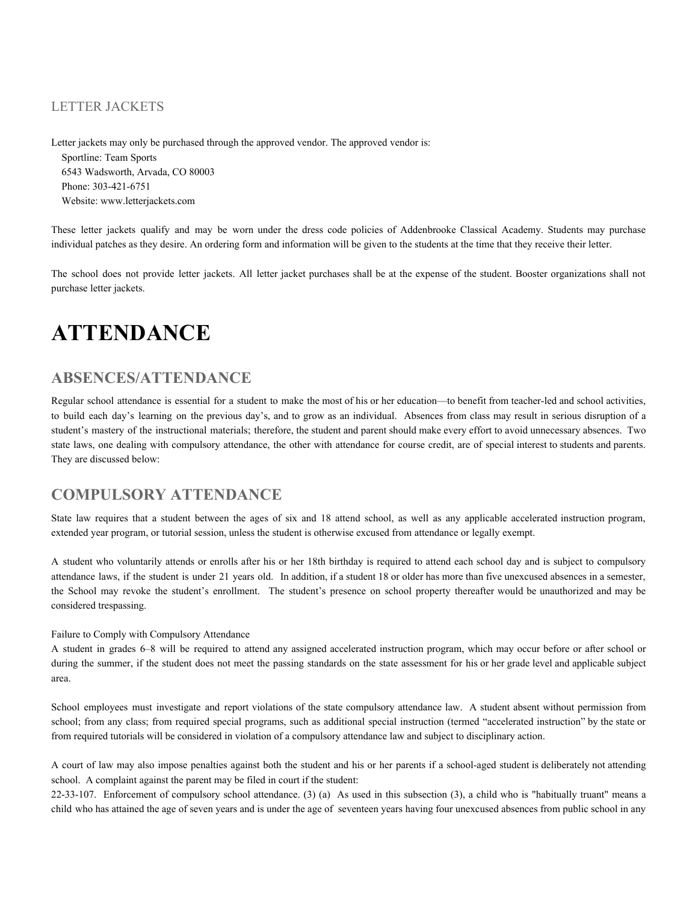### LETTER JACKETS

Letter jackets may only be purchased through the approved vendor. The approved vendor is:

Sportline: Team Sports
6543 Wadsworth, Arvada, CO 80003
Phone: 303-421-6751
Website: www.letterjackets.com

These letter jackets qualify and may be worn under the dress code policies of Addenbrooke Classical Academy. Students may purchase individual patches as they desire. An ordering form and information will be given to the students at the time that they receive their letter.

The school does not provide letter jackets. All letter jacket purchases shall be at the expense of the student. Booster organizations shall not purchase letter jackets.

# ATTENDANCE

## ABSENCES/ATTENDANCE

Regular school attendance is essential for a student to make the most of his or her education—to benefit from teacher-led and school activities, to build each day's learning on the previous day's, and to grow as an individual. Absences from class may result in serious disruption of a student's mastery of the instructional materials; therefore, the student and parent should make every effort to avoid unnecessary absences. Two state laws, one dealing with compulsory attendance, the other with attendance for course credit, are of special interest to students and parents. They are discussed below:

## COMPULSORY ATTENDANCE

State law requires that a student between the ages of six and 18 attend school, as well as any applicable accelerated instruction program, extended year program, or tutorial session, unless the student is otherwise excused from attendance or legally exempt.

A student who voluntarily attends or enrolls after his or her 18th birthday is required to attend each school day and is subject to compulsory attendance laws, if the student is under 21 years old. In addition, if a student 18 or older has more than five unexcused absences in a semester, the School may revoke the student's enrollment. The student's presence on school property thereafter would be unauthorized and may be considered trespassing.

Failure to Comply with Compulsory Attendance

A student in grades 6–8 will be required to attend any assigned accelerated instruction program, which may occur before or after school or during the summer, if the student does not meet the passing standards on the state assessment for his or her grade level and applicable subject area.

School employees must investigate and report violations of the state compulsory attendance law. A student absent without permission from school; from any class; from required special programs, such as additional special instruction (termed "accelerated instruction" by the state or from required tutorials will be considered in violation of a compulsory attendance law and subject to disciplinary action.

A court of law may also impose penalties against both the student and his or her parents if a school-aged student is deliberately not attending school. A complaint against the parent may be filed in court if the student:

22-33-107. Enforcement of compulsory school attendance. (3) (a) As used in this subsection (3), a child who is "habitually truant" means a child who has attained the age of seven years and is under the age of seventeen years having four unexcused absences from public school in any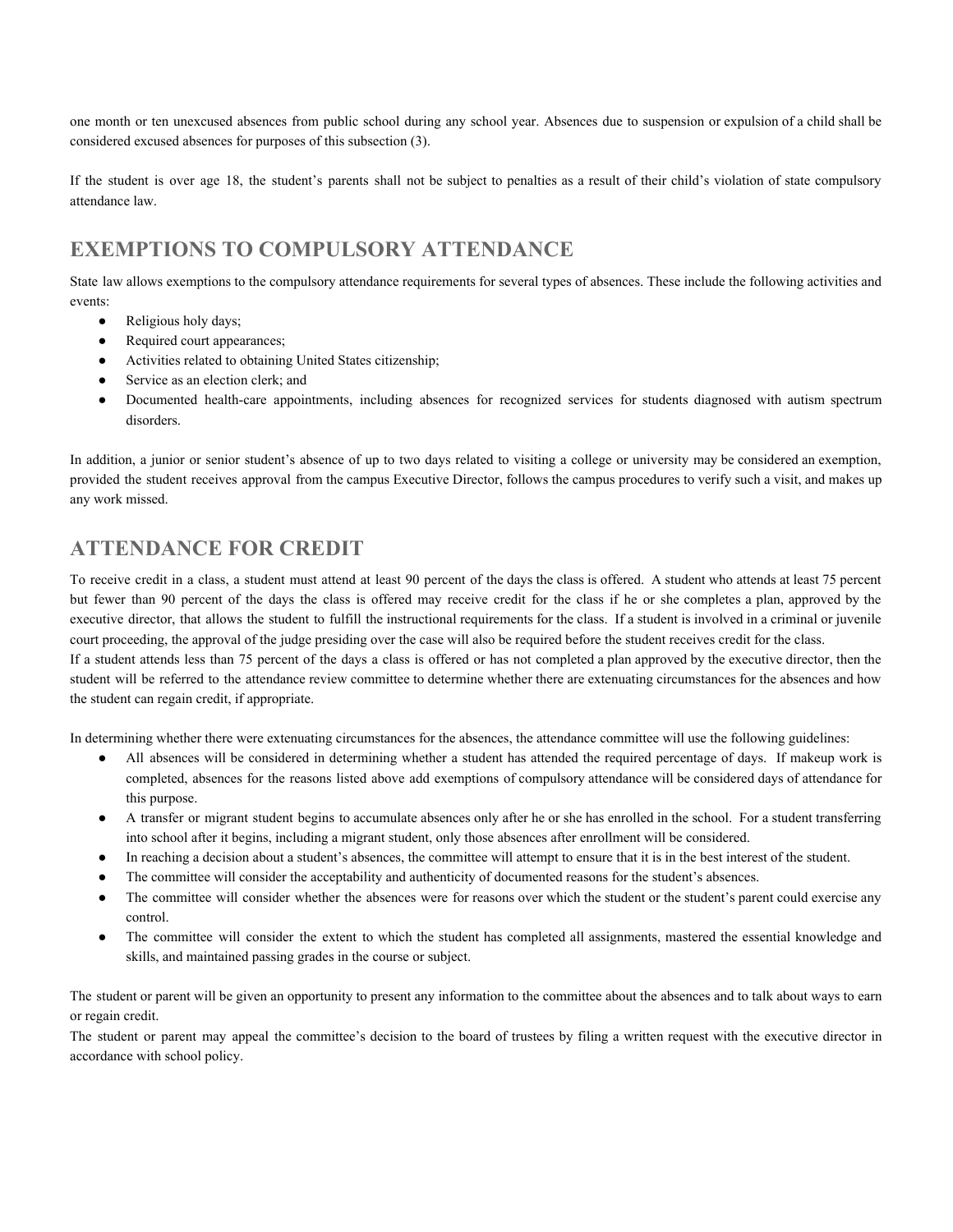one month or ten unexcused absences from public school during any school year. Absences due to suspension or expulsion of a child shall be considered excused absences for purposes of this subsection (3).

If the student is over age 18, the student's parents shall not be subject to penalties as a result of their child's violation of state compulsory attendance law.

## EXEMPTIONS TO COMPULSORY ATTENDANCE

State law allows exemptions to the compulsory attendance requirements for several types of absences. These include the following activities and events:

- Religious holy days;
- Required court appearances;
- Activities related to obtaining United States citizenship;
- Service as an election clerk; and
- Documented health-care appointments, including absences for recognized services for students diagnosed with autism spectrum disorders.

In addition, a junior or senior student's absence of up to two days related to visiting a college or university may be considered an exemption, provided the student receives approval from the campus Executive Director, follows the campus procedures to verify such a visit, and makes up any work missed.

## ATTENDANCE FOR CREDIT

To receive credit in a class, a student must attend at least 90 percent of the days the class is offered. A student who attends at least 75 percent but fewer than 90 percent of the days the class is offered may receive credit for the class if he or she completes a plan, approved by the executive director, that allows the student to fulfill the instructional requirements for the class. If a student is involved in a criminal or juvenile court proceeding, the approval of the judge presiding over the case will also be required before the student receives credit for the class.
If a student attends less than 75 percent of the days a class is offered or has not completed a plan approved by the executive director, then the student will be referred to the attendance review committee to determine whether there are extenuating circumstances for the absences and how the student can regain credit, if appropriate.

In determining whether there were extenuating circumstances for the absences, the attendance committee will use the following guidelines:

- All absences will be considered in determining whether a student has attended the required percentage of days. If makeup work is completed, absences for the reasons listed above add exemptions of compulsory attendance will be considered days of attendance for this purpose.
- A transfer or migrant student begins to accumulate absences only after he or she has enrolled in the school. For a student transferring into school after it begins, including a migrant student, only those absences after enrollment will be considered.
- In reaching a decision about a student's absences, the committee will attempt to ensure that it is in the best interest of the student.
- The committee will consider the acceptability and authenticity of documented reasons for the student's absences.
- The committee will consider whether the absences were for reasons over which the student or the student's parent could exercise any control.
- The committee will consider the extent to which the student has completed all assignments, mastered the essential knowledge and skills, and maintained passing grades in the course or subject.

The student or parent will be given an opportunity to present any information to the committee about the absences and to talk about ways to earn or regain credit.
The student or parent may appeal the committee's decision to the board of trustees by filing a written request with the executive director in accordance with school policy.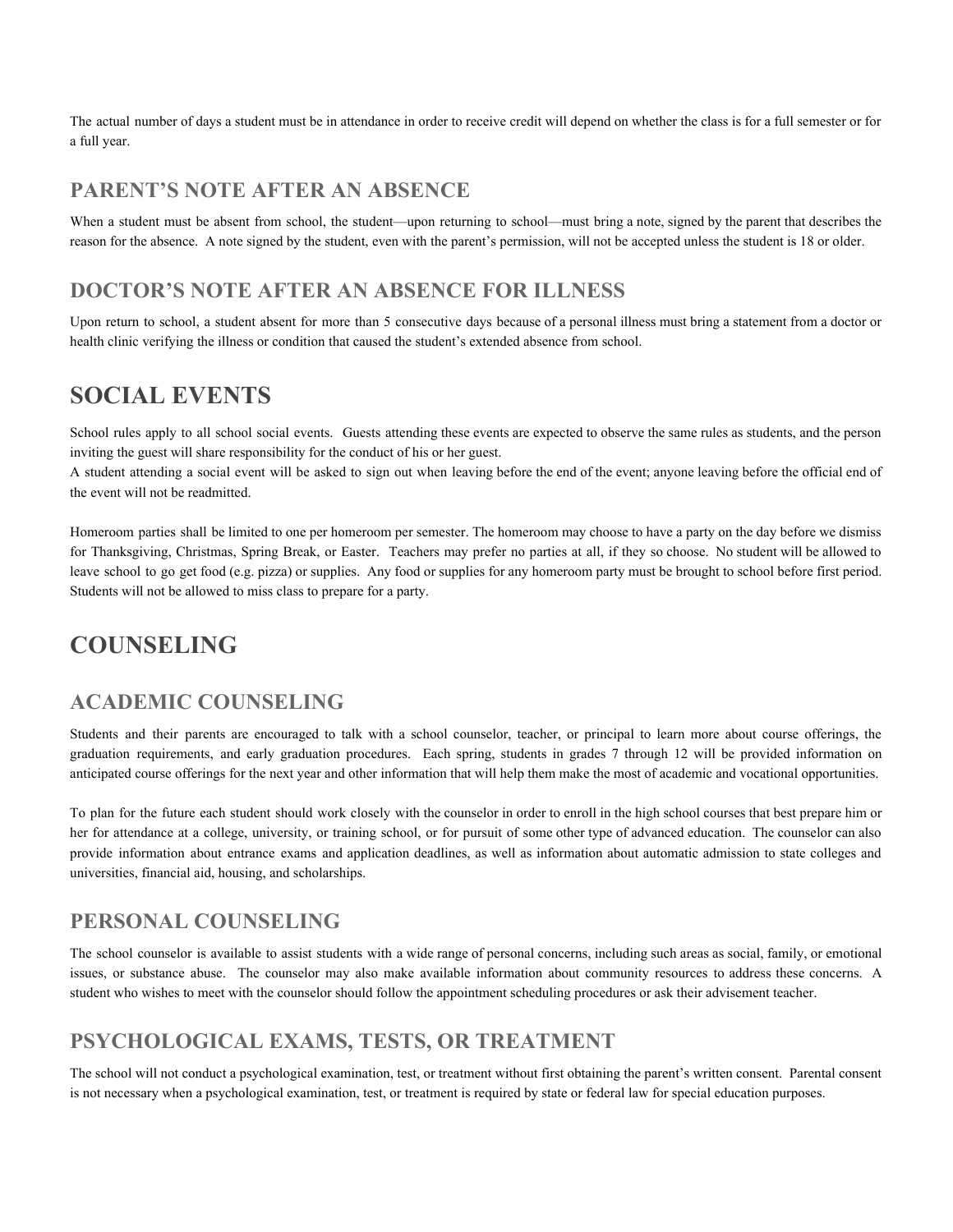The actual number of days a student must be in attendance in order to receive credit will depend on whether the class is for a full semester or for a full year.

## PARENT'S NOTE AFTER AN ABSENCE

When a student must be absent from school, the student—upon returning to school—must bring a note, signed by the parent that describes the reason for the absence. A note signed by the student, even with the parent's permission, will not be accepted unless the student is 18 or older.

## DOCTOR'S NOTE AFTER AN ABSENCE FOR ILLNESS

Upon return to school, a student absent for more than 5 consecutive days because of a personal illness must bring a statement from a doctor or health clinic verifying the illness or condition that caused the student's extended absence from school.

# SOCIAL EVENTS

School rules apply to all school social events. Guests attending these events are expected to observe the same rules as students, and the person inviting the guest will share responsibility for the conduct of his or her guest.
A student attending a social event will be asked to sign out when leaving before the end of the event; anyone leaving before the official end of the event will not be readmitted.

Homeroom parties shall be limited to one per homeroom per semester. The homeroom may choose to have a party on the day before we dismiss for Thanksgiving, Christmas, Spring Break, or Easter. Teachers may prefer no parties at all, if they so choose. No student will be allowed to leave school to go get food (e.g. pizza) or supplies. Any food or supplies for any homeroom party must be brought to school before first period. Students will not be allowed to miss class to prepare for a party.

# COUNSELING

## ACADEMIC COUNSELING

Students and their parents are encouraged to talk with a school counselor, teacher, or principal to learn more about course offerings, the graduation requirements, and early graduation procedures. Each spring, students in grades 7 through 12 will be provided information on anticipated course offerings for the next year and other information that will help them make the most of academic and vocational opportunities.

To plan for the future each student should work closely with the counselor in order to enroll in the high school courses that best prepare him or her for attendance at a college, university, or training school, or for pursuit of some other type of advanced education. The counselor can also provide information about entrance exams and application deadlines, as well as information about automatic admission to state colleges and universities, financial aid, housing, and scholarships.

## PERSONAL COUNSELING

The school counselor is available to assist students with a wide range of personal concerns, including such areas as social, family, or emotional issues, or substance abuse. The counselor may also make available information about community resources to address these concerns. A student who wishes to meet with the counselor should follow the appointment scheduling procedures or ask their advisement teacher.

## PSYCHOLOGICAL EXAMS, TESTS, OR TREATMENT

The school will not conduct a psychological examination, test, or treatment without first obtaining the parent's written consent. Parental consent is not necessary when a psychological examination, test, or treatment is required by state or federal law for special education purposes.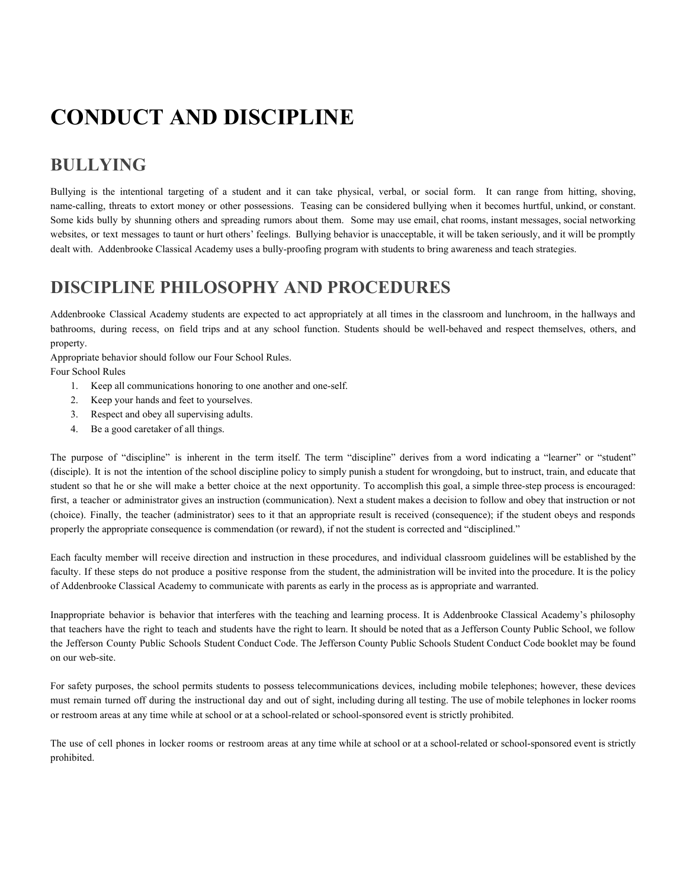# CONDUCT AND DISCIPLINE

## BULLYING

Bullying is the intentional targeting of a student and it can take physical, verbal, or social form. It can range from hitting, shoving, name-calling, threats to extort money or other possessions. Teasing can be considered bullying when it becomes hurtful, unkind, or constant. Some kids bully by shunning others and spreading rumors about them. Some may use email, chat rooms, instant messages, social networking websites, or text messages to taunt or hurt others' feelings. Bullying behavior is unacceptable, it will be taken seriously, and it will be promptly dealt with. Addenbrooke Classical Academy uses a bully-proofing program with students to bring awareness and teach strategies.

## DISCIPLINE PHILOSOPHY AND PROCEDURES

Addenbrooke Classical Academy students are expected to act appropriately at all times in the classroom and lunchroom, in the hallways and bathrooms, during recess, on field trips and at any school function. Students should be well-behaved and respect themselves, others, and property.

Appropriate behavior should follow our Four School Rules.

Four School Rules

1. Keep all communications honoring to one another and one-self.
2. Keep your hands and feet to yourselves.
3. Respect and obey all supervising adults.
4. Be a good caretaker of all things.

The purpose of "discipline" is inherent in the term itself. The term "discipline" derives from a word indicating a "learner" or "student" (disciple). It is not the intention of the school discipline policy to simply punish a student for wrongdoing, but to instruct, train, and educate that student so that he or she will make a better choice at the next opportunity. To accomplish this goal, a simple three-step process is encouraged: first, a teacher or administrator gives an instruction (communication). Next a student makes a decision to follow and obey that instruction or not (choice). Finally, the teacher (administrator) sees to it that an appropriate result is received (consequence); if the student obeys and responds properly the appropriate consequence is commendation (or reward), if not the student is corrected and "disciplined."

Each faculty member will receive direction and instruction in these procedures, and individual classroom guidelines will be established by the faculty. If these steps do not produce a positive response from the student, the administration will be invited into the procedure. It is the policy of Addenbrooke Classical Academy to communicate with parents as early in the process as is appropriate and warranted.

Inappropriate behavior is behavior that interferes with the teaching and learning process. It is Addenbrooke Classical Academy's philosophy that teachers have the right to teach and students have the right to learn. It should be noted that as a Jefferson County Public School, we follow the Jefferson County Public Schools Student Conduct Code. The Jefferson County Public Schools Student Conduct Code booklet may be found on our web-site.

For safety purposes, the school permits students to possess telecommunications devices, including mobile telephones; however, these devices must remain turned off during the instructional day and out of sight, including during all testing. The use of mobile telephones in locker rooms or restroom areas at any time while at school or at a school-related or school-sponsored event is strictly prohibited.

The use of cell phones in locker rooms or restroom areas at any time while at school or at a school-related or school-sponsored event is strictly prohibited.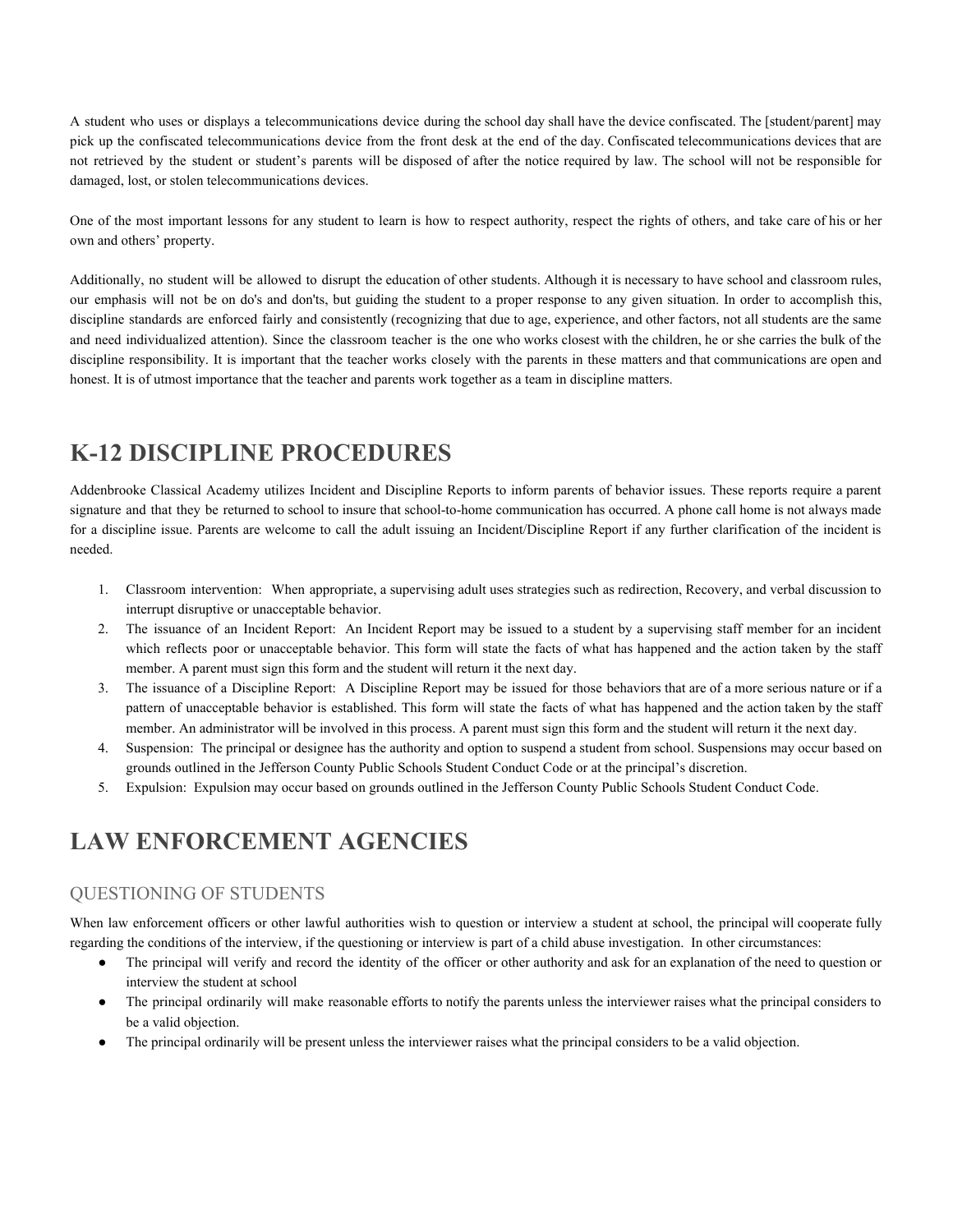A student who uses or displays a telecommunications device during the school day shall have the device confiscated. The [student/parent] may pick up the confiscated telecommunications device from the front desk at the end of the day. Confiscated telecommunications devices that are not retrieved by the student or student's parents will be disposed of after the notice required by law. The school will not be responsible for damaged, lost, or stolen telecommunications devices.

One of the most important lessons for any student to learn is how to respect authority, respect the rights of others, and take care of his or her own and others' property.

Additionally, no student will be allowed to disrupt the education of other students. Although it is necessary to have school and classroom rules, our emphasis will not be on do's and don'ts, but guiding the student to a proper response to any given situation. In order to accomplish this, discipline standards are enforced fairly and consistently (recognizing that due to age, experience, and other factors, not all students are the same and need individualized attention). Since the classroom teacher is the one who works closest with the children, he or she carries the bulk of the discipline responsibility. It is important that the teacher works closely with the parents in these matters and that communications are open and honest. It is of utmost importance that the teacher and parents work together as a team in discipline matters.

# K-12 DISCIPLINE PROCEDURES

Addenbrooke Classical Academy utilizes Incident and Discipline Reports to inform parents of behavior issues. These reports require a parent signature and that they be returned to school to insure that school-to-home communication has occurred. A phone call home is not always made for a discipline issue. Parents are welcome to call the adult issuing an Incident/Discipline Report if any further clarification of the incident is needed.

1. Classroom intervention: When appropriate, a supervising adult uses strategies such as redirection, Recovery, and verbal discussion to interrupt disruptive or unacceptable behavior.
2. The issuance of an Incident Report: An Incident Report may be issued to a student by a supervising staff member for an incident which reflects poor or unacceptable behavior. This form will state the facts of what has happened and the action taken by the staff member. A parent must sign this form and the student will return it the next day.
3. The issuance of a Discipline Report: A Discipline Report may be issued for those behaviors that are of a more serious nature or if a pattern of unacceptable behavior is established. This form will state the facts of what has happened and the action taken by the staff member. An administrator will be involved in this process. A parent must sign this form and the student will return it the next day.
4. Suspension: The principal or designee has the authority and option to suspend a student from school. Suspensions may occur based on grounds outlined in the Jefferson County Public Schools Student Conduct Code or at the principal's discretion.
5. Expulsion: Expulsion may occur based on grounds outlined in the Jefferson County Public Schools Student Conduct Code.

# LAW ENFORCEMENT AGENCIES

## QUESTIONING OF STUDENTS

When law enforcement officers or other lawful authorities wish to question or interview a student at school, the principal will cooperate fully regarding the conditions of the interview, if the questioning or interview is part of a child abuse investigation. In other circumstances:

- The principal will verify and record the identity of the officer or other authority and ask for an explanation of the need to question or interview the student at school
- The principal ordinarily will make reasonable efforts to notify the parents unless the interviewer raises what the principal considers to be a valid objection.
- The principal ordinarily will be present unless the interviewer raises what the principal considers to be a valid objection.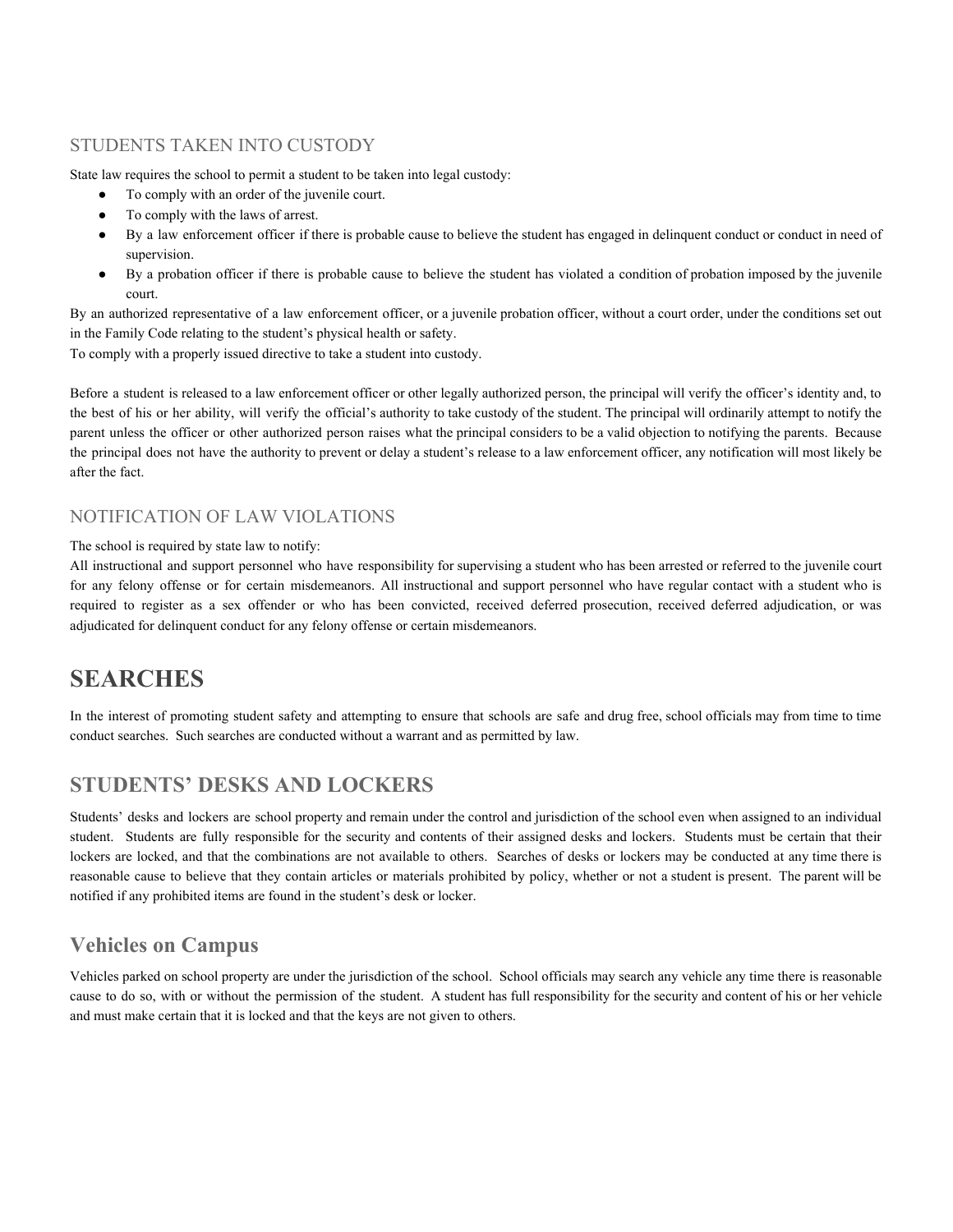### STUDENTS TAKEN INTO CUSTODY

State law requires the school to permit a student to be taken into legal custody:

- To comply with an order of the juvenile court.
- To comply with the laws of arrest.
- By a law enforcement officer if there is probable cause to believe the student has engaged in delinquent conduct or conduct in need of supervision.
- By a probation officer if there is probable cause to believe the student has violated a condition of probation imposed by the juvenile court.

By an authorized representative of a law enforcement officer, or a juvenile probation officer, without a court order, under the conditions set out in the Family Code relating to the student's physical health or safety.
To comply with a properly issued directive to take a student into custody.

Before a student is released to a law enforcement officer or other legally authorized person, the principal will verify the officer's identity and, to the best of his or her ability, will verify the official's authority to take custody of the student. The principal will ordinarily attempt to notify the parent unless the officer or other authorized person raises what the principal considers to be a valid objection to notifying the parents. Because the principal does not have the authority to prevent or delay a student's release to a law enforcement officer, any notification will most likely be after the fact.

### NOTIFICATION OF LAW VIOLATIONS

The school is required by state law to notify:
All instructional and support personnel who have responsibility for supervising a student who has been arrested or referred to the juvenile court for any felony offense or for certain misdemeanors. All instructional and support personnel who have regular contact with a student who is required to register as a sex offender or who has been convicted, received deferred prosecution, received deferred adjudication, or was adjudicated for delinquent conduct for any felony offense or certain misdemeanors.

# SEARCHES

In the interest of promoting student safety and attempting to ensure that schools are safe and drug free, school officials may from time to time conduct searches. Such searches are conducted without a warrant and as permitted by law.

## STUDENTS' DESKS AND LOCKERS

Students' desks and lockers are school property and remain under the control and jurisdiction of the school even when assigned to an individual student. Students are fully responsible for the security and contents of their assigned desks and lockers. Students must be certain that their lockers are locked, and that the combinations are not available to others. Searches of desks or lockers may be conducted at any time there is reasonable cause to believe that they contain articles or materials prohibited by policy, whether or not a student is present. The parent will be notified if any prohibited items are found in the student's desk or locker.

## Vehicles on Campus

Vehicles parked on school property are under the jurisdiction of the school. School officials may search any vehicle any time there is reasonable cause to do so, with or without the permission of the student. A student has full responsibility for the security and content of his or her vehicle and must make certain that it is locked and that the keys are not given to others.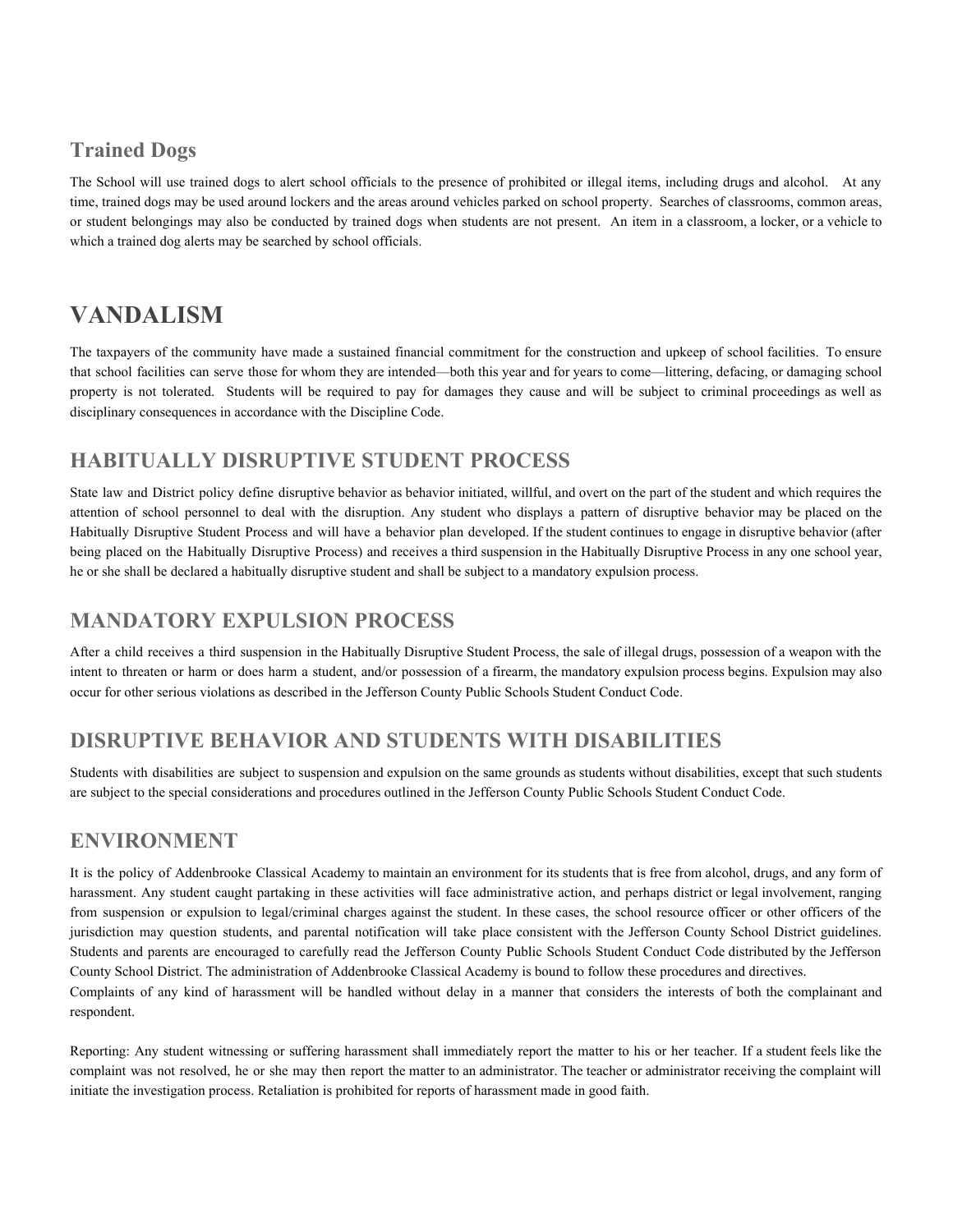### Trained Dogs

The School will use trained dogs to alert school officials to the presence of prohibited or illegal items, including drugs and alcohol. At any time, trained dogs may be used around lockers and the areas around vehicles parked on school property. Searches of classrooms, common areas, or student belongings may also be conducted by trained dogs when students are not present. An item in a classroom, a locker, or a vehicle to which a trained dog alerts may be searched by school officials.

# VANDALISM

The taxpayers of the community have made a sustained financial commitment for the construction and upkeep of school facilities. To ensure that school facilities can serve those for whom they are intended—both this year and for years to come—littering, defacing, or damaging school property is not tolerated. Students will be required to pay for damages they cause and will be subject to criminal proceedings as well as disciplinary consequences in accordance with the Discipline Code.

## HABITUALLY DISRUPTIVE STUDENT PROCESS

State law and District policy define disruptive behavior as behavior initiated, willful, and overt on the part of the student and which requires the attention of school personnel to deal with the disruption. Any student who displays a pattern of disruptive behavior may be placed on the Habitually Disruptive Student Process and will have a behavior plan developed. If the student continues to engage in disruptive behavior (after being placed on the Habitually Disruptive Process) and receives a third suspension in the Habitually Disruptive Process in any one school year, he or she shall be declared a habitually disruptive student and shall be subject to a mandatory expulsion process.

## MANDATORY EXPULSION PROCESS

After a child receives a third suspension in the Habitually Disruptive Student Process, the sale of illegal drugs, possession of a weapon with the intent to threaten or harm or does harm a student, and/or possession of a firearm, the mandatory expulsion process begins. Expulsion may also occur for other serious violations as described in the Jefferson County Public Schools Student Conduct Code.

## DISRUPTIVE BEHAVIOR AND STUDENTS WITH DISABILITIES

Students with disabilities are subject to suspension and expulsion on the same grounds as students without disabilities, except that such students are subject to the special considerations and procedures outlined in the Jefferson County Public Schools Student Conduct Code.

## ENVIRONMENT

It is the policy of Addenbrooke Classical Academy to maintain an environment for its students that is free from alcohol, drugs, and any form of harassment. Any student caught partaking in these activities will face administrative action, and perhaps district or legal involvement, ranging from suspension or expulsion to legal/criminal charges against the student. In these cases, the school resource officer or other officers of the jurisdiction may question students, and parental notification will take place consistent with the Jefferson County School District guidelines. Students and parents are encouraged to carefully read the Jefferson County Public Schools Student Conduct Code distributed by the Jefferson County School District. The administration of Addenbrooke Classical Academy is bound to follow these procedures and directives.
Complaints of any kind of harassment will be handled without delay in a manner that considers the interests of both the complainant and respondent.

Reporting: Any student witnessing or suffering harassment shall immediately report the matter to his or her teacher. If a student feels like the complaint was not resolved, he or she may then report the matter to an administrator. The teacher or administrator receiving the complaint will initiate the investigation process. Retaliation is prohibited for reports of harassment made in good faith.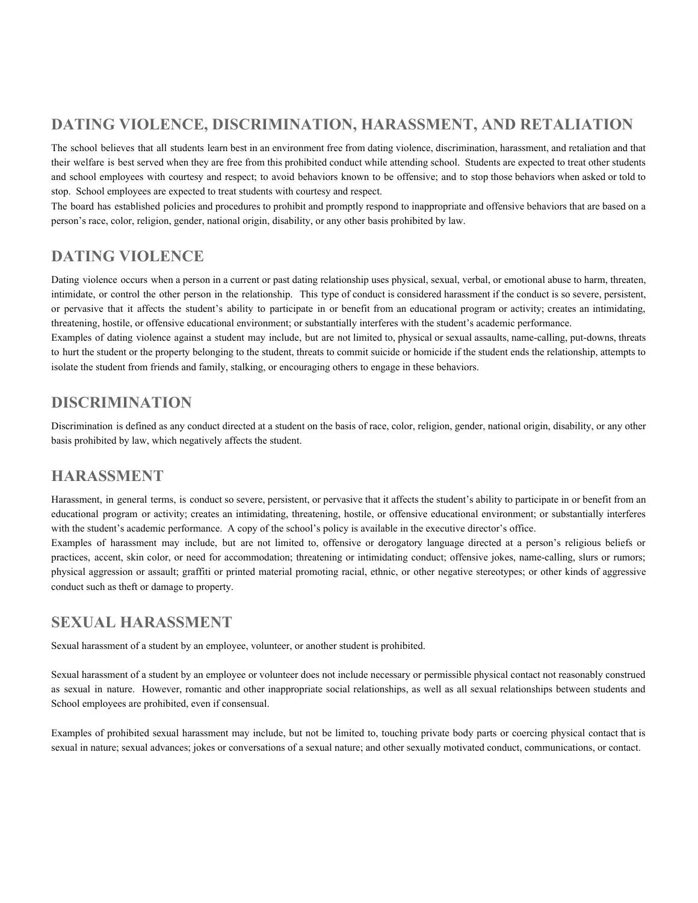## DATING VIOLENCE, DISCRIMINATION, HARASSMENT, AND RETALIATION

The school believes that all students learn best in an environment free from dating violence, discrimination, harassment, and retaliation and that their welfare is best served when they are free from this prohibited conduct while attending school. Students are expected to treat other students and school employees with courtesy and respect; to avoid behaviors known to be offensive; and to stop those behaviors when asked or told to stop. School employees are expected to treat students with courtesy and respect.

The board has established policies and procedures to prohibit and promptly respond to inappropriate and offensive behaviors that are based on a person's race, color, religion, gender, national origin, disability, or any other basis prohibited by law.

## DATING VIOLENCE

Dating violence occurs when a person in a current or past dating relationship uses physical, sexual, verbal, or emotional abuse to harm, threaten, intimidate, or control the other person in the relationship. This type of conduct is considered harassment if the conduct is so severe, persistent, or pervasive that it affects the student's ability to participate in or benefit from an educational program or activity; creates an intimidating, threatening, hostile, or offensive educational environment; or substantially interferes with the student's academic performance.

Examples of dating violence against a student may include, but are not limited to, physical or sexual assaults, name-calling, put-downs, threats to hurt the student or the property belonging to the student, threats to commit suicide or homicide if the student ends the relationship, attempts to isolate the student from friends and family, stalking, or encouraging others to engage in these behaviors.

## DISCRIMINATION

Discrimination is defined as any conduct directed at a student on the basis of race, color, religion, gender, national origin, disability, or any other basis prohibited by law, which negatively affects the student.

## HARASSMENT

Harassment, in general terms, is conduct so severe, persistent, or pervasive that it affects the student's ability to participate in or benefit from an educational program or activity; creates an intimidating, threatening, hostile, or offensive educational environment; or substantially interferes with the student's academic performance. A copy of the school's policy is available in the executive director's office.

Examples of harassment may include, but are not limited to, offensive or derogatory language directed at a person's religious beliefs or practices, accent, skin color, or need for accommodation; threatening or intimidating conduct; offensive jokes, name-calling, slurs or rumors; physical aggression or assault; graffiti or printed material promoting racial, ethnic, or other negative stereotypes; or other kinds of aggressive conduct such as theft or damage to property.

## SEXUAL HARASSMENT

Sexual harassment of a student by an employee, volunteer, or another student is prohibited.

Sexual harassment of a student by an employee or volunteer does not include necessary or permissible physical contact not reasonably construed as sexual in nature. However, romantic and other inappropriate social relationships, as well as all sexual relationships between students and School employees are prohibited, even if consensual.

Examples of prohibited sexual harassment may include, but not be limited to, touching private body parts or coercing physical contact that is sexual in nature; sexual advances; jokes or conversations of a sexual nature; and other sexually motivated conduct, communications, or contact.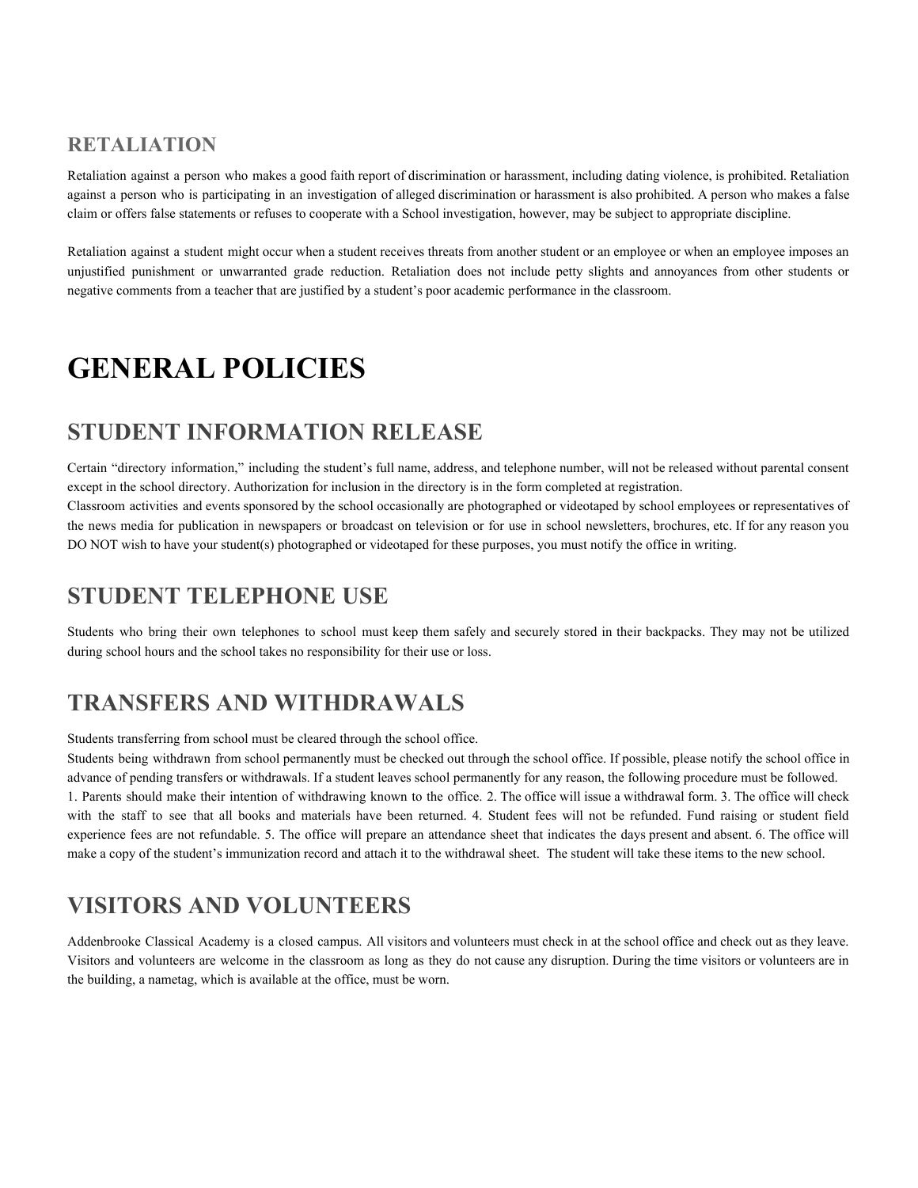### RETALIATION

Retaliation against a person who makes a good faith report of discrimination or harassment, including dating violence, is prohibited. Retaliation against a person who is participating in an investigation of alleged discrimination or harassment is also prohibited. A person who makes a false claim or offers false statements or refuses to cooperate with a School investigation, however, may be subject to appropriate discipline.

Retaliation against a student might occur when a student receives threats from another student or an employee or when an employee imposes an unjustified punishment or unwarranted grade reduction. Retaliation does not include petty slights and annoyances from other students or negative comments from a teacher that are justified by a student's poor academic performance in the classroom.

# GENERAL POLICIES

## STUDENT INFORMATION RELEASE

Certain "directory information," including the student's full name, address, and telephone number, will not be released without parental consent except in the school directory. Authorization for inclusion in the directory is in the form completed at registration.
Classroom activities and events sponsored by the school occasionally are photographed or videotaped by school employees or representatives of the news media for publication in newspapers or broadcast on television or for use in school newsletters, brochures, etc. If for any reason you DO NOT wish to have your student(s) photographed or videotaped for these purposes, you must notify the office in writing.

## STUDENT TELEPHONE USE

Students who bring their own telephones to school must keep them safely and securely stored in their backpacks. They may not be utilized during school hours and the school takes no responsibility for their use or loss.

## TRANSFERS AND WITHDRAWALS

Students transferring from school must be cleared through the school office.
Students being withdrawn from school permanently must be checked out through the school office. If possible, please notify the school office in advance of pending transfers or withdrawals. If a student leaves school permanently for any reason, the following procedure must be followed.
1. Parents should make their intention of withdrawing known to the office. 2. The office will issue a withdrawal form. 3. The office will check with the staff to see that all books and materials have been returned. 4. Student fees will not be refunded. Fund raising or student field experience fees are not refundable. 5. The office will prepare an attendance sheet that indicates the days present and absent. 6. The office will make a copy of the student's immunization record and attach it to the withdrawal sheet. The student will take these items to the new school.

## VISITORS AND VOLUNTEERS

Addenbrooke Classical Academy is a closed campus. All visitors and volunteers must check in at the school office and check out as they leave. Visitors and volunteers are welcome in the classroom as long as they do not cause any disruption. During the time visitors or volunteers are in the building, a nametag, which is available at the office, must be worn.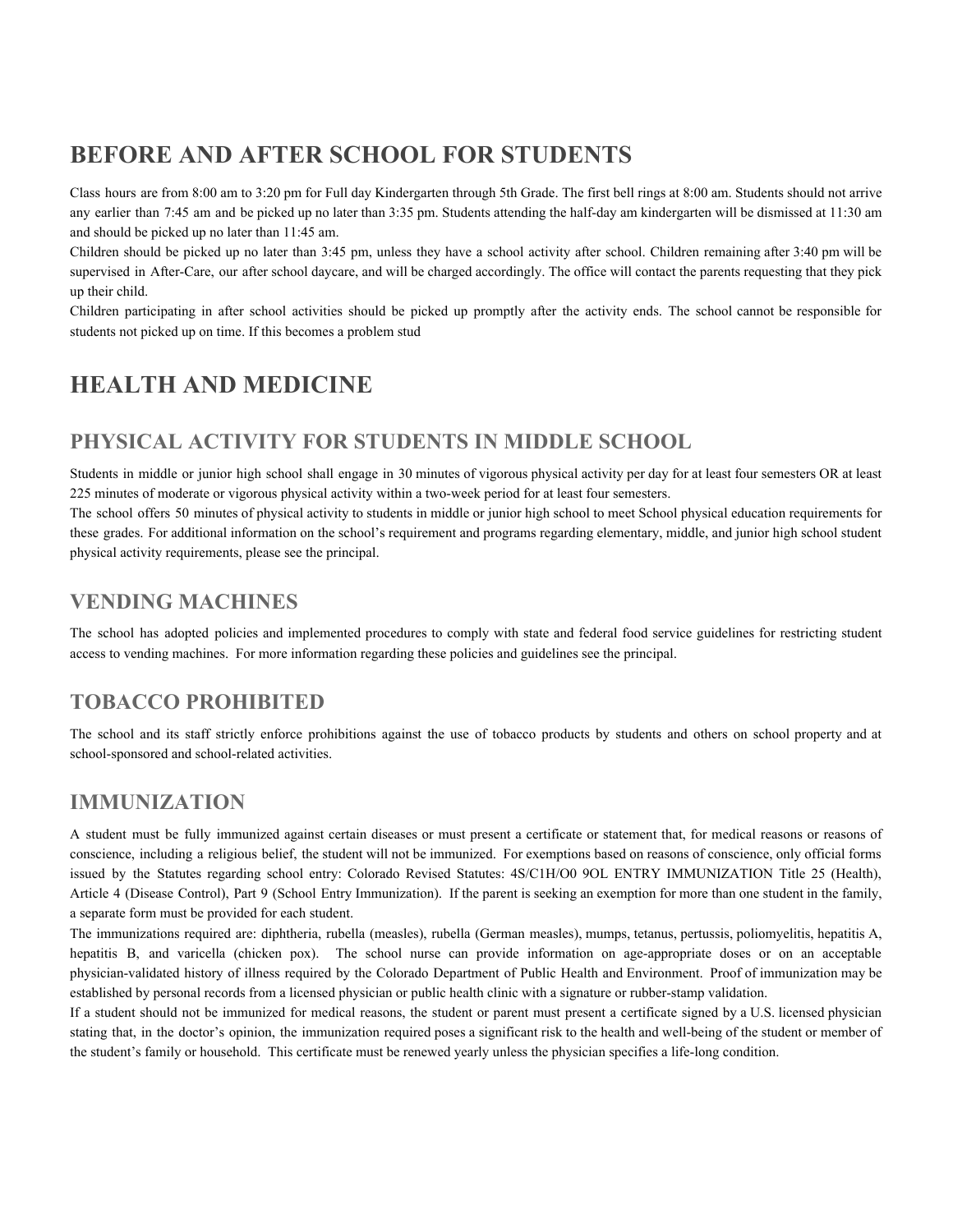# BEFORE AND AFTER SCHOOL FOR STUDENTS

Class hours are from 8:00 am to 3:20 pm for Full day Kindergarten through 5th Grade. The first bell rings at 8:00 am. Students should not arrive any earlier than 7:45 am and be picked up no later than 3:35 pm. Students attending the half-day am kindergarten will be dismissed at 11:30 am and should be picked up no later than 11:45 am.

Children should be picked up no later than 3:45 pm, unless they have a school activity after school. Children remaining after 3:40 pm will be supervised in After-Care, our after school daycare, and will be charged accordingly. The office will contact the parents requesting that they pick up their child.

Children participating in after school activities should be picked up promptly after the activity ends. The school cannot be responsible for students not picked up on time. If this becomes a problem stud

# HEALTH AND MEDICINE

## PHYSICAL ACTIVITY FOR STUDENTS IN MIDDLE SCHOOL

Students in middle or junior high school shall engage in 30 minutes of vigorous physical activity per day for at least four semesters OR at least 225 minutes of moderate or vigorous physical activity within a two-week period for at least four semesters.

The school offers 50 minutes of physical activity to students in middle or junior high school to meet School physical education requirements for these grades. For additional information on the school's requirement and programs regarding elementary, middle, and junior high school student physical activity requirements, please see the principal.

## VENDING MACHINES

The school has adopted policies and implemented procedures to comply with state and federal food service guidelines for restricting student access to vending machines. For more information regarding these policies and guidelines see the principal.

## TOBACCO PROHIBITED

The school and its staff strictly enforce prohibitions against the use of tobacco products by students and others on school property and at school-sponsored and school-related activities.

## IMMUNIZATION

A student must be fully immunized against certain diseases or must present a certificate or statement that, for medical reasons or reasons of conscience, including a religious belief, the student will not be immunized. For exemptions based on reasons of conscience, only official forms issued by the Statutes regarding school entry: Colorado Revised Statutes: 4S/C1H/O0 9OL ENTRY IMMUNIZATION Title 25 (Health), Article 4 (Disease Control), Part 9 (School Entry Immunization). If the parent is seeking an exemption for more than one student in the family, a separate form must be provided for each student.

The immunizations required are: diphtheria, rubella (measles), rubella (German measles), mumps, tetanus, pertussis, poliomyelitis, hepatitis A, hepatitis B, and varicella (chicken pox). The school nurse can provide information on age-appropriate doses or on an acceptable physician-validated history of illness required by the Colorado Department of Public Health and Environment. Proof of immunization may be established by personal records from a licensed physician or public health clinic with a signature or rubber-stamp validation.

If a student should not be immunized for medical reasons, the student or parent must present a certificate signed by a U.S. licensed physician stating that, in the doctor's opinion, the immunization required poses a significant risk to the health and well-being of the student or member of the student's family or household. This certificate must be renewed yearly unless the physician specifies a life-long condition.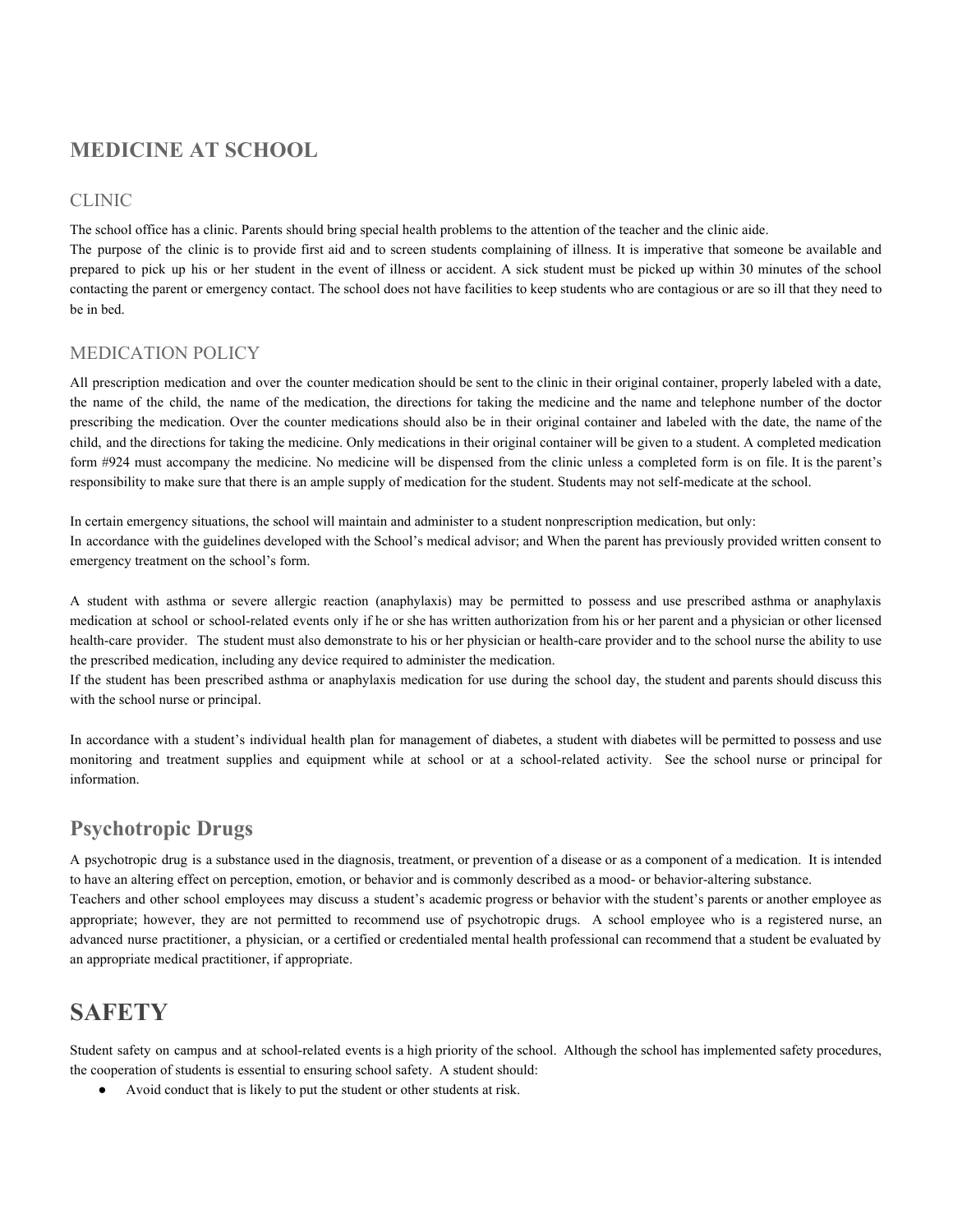## MEDICINE AT SCHOOL

### CLINIC

The school office has a clinic. Parents should bring special health problems to the attention of the teacher and the clinic aide.
The purpose of the clinic is to provide first aid and to screen students complaining of illness. It is imperative that someone be available and prepared to pick up his or her student in the event of illness or accident. A sick student must be picked up within 30 minutes of the school contacting the parent or emergency contact. The school does not have facilities to keep students who are contagious or are so ill that they need to be in bed.

### MEDICATION POLICY

All prescription medication and over the counter medication should be sent to the clinic in their original container, properly labeled with a date, the name of the child, the name of the medication, the directions for taking the medicine and the name and telephone number of the doctor prescribing the medication. Over the counter medications should also be in their original container and labeled with the date, the name of the child, and the directions for taking the medicine. Only medications in their original container will be given to a student. A completed medication form #924 must accompany the medicine. No medicine will be dispensed from the clinic unless a completed form is on file. It is the parent's responsibility to make sure that there is an ample supply of medication for the student. Students may not self-medicate at the school.

In certain emergency situations, the school will maintain and administer to a student nonprescription medication, but only:
In accordance with the guidelines developed with the School's medical advisor; and When the parent has previously provided written consent to emergency treatment on the school's form.

A student with asthma or severe allergic reaction (anaphylaxis) may be permitted to possess and use prescribed asthma or anaphylaxis medication at school or school-related events only if he or she has written authorization from his or her parent and a physician or other licensed health-care provider. The student must also demonstrate to his or her physician or health-care provider and to the school nurse the ability to use the prescribed medication, including any device required to administer the medication.
If the student has been prescribed asthma or anaphylaxis medication for use during the school day, the student and parents should discuss this with the school nurse or principal.

In accordance with a student's individual health plan for management of diabetes, a student with diabetes will be permitted to possess and use monitoring and treatment supplies and equipment while at school or at a school-related activity. See the school nurse or principal for information.

## Psychotropic Drugs

A psychotropic drug is a substance used in the diagnosis, treatment, or prevention of a disease or as a component of a medication. It is intended to have an altering effect on perception, emotion, or behavior and is commonly described as a mood- or behavior-altering substance.
Teachers and other school employees may discuss a student's academic progress or behavior with the student's parents or another employee as appropriate; however, they are not permitted to recommend use of psychotropic drugs. A school employee who is a registered nurse, an advanced nurse practitioner, a physician, or a certified or credentialed mental health professional can recommend that a student be evaluated by an appropriate medical practitioner, if appropriate.

# SAFETY

Student safety on campus and at school-related events is a high priority of the school. Although the school has implemented safety procedures, the cooperation of students is essential to ensuring school safety. A student should:

- Avoid conduct that is likely to put the student or other students at risk.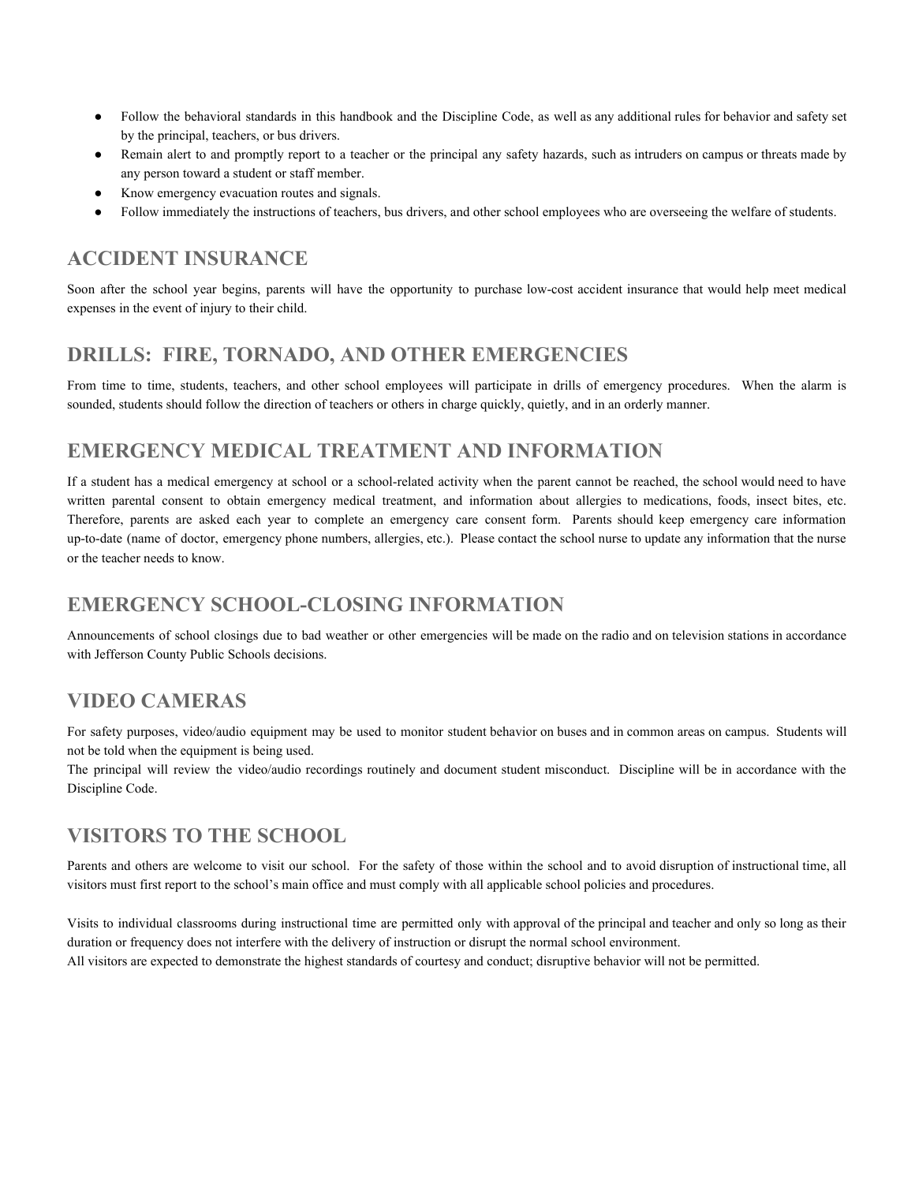- Follow the behavioral standards in this handbook and the Discipline Code, as well as any additional rules for behavior and safety set by the principal, teachers, or bus drivers.
- Remain alert to and promptly report to a teacher or the principal any safety hazards, such as intruders on campus or threats made by any person toward a student or staff member.
- Know emergency evacuation routes and signals.
- Follow immediately the instructions of teachers, bus drivers, and other school employees who are overseeing the welfare of students.

## ACCIDENT INSURANCE

Soon after the school year begins, parents will have the opportunity to purchase low-cost accident insurance that would help meet medical expenses in the event of injury to their child.

## DRILLS: FIRE, TORNADO, AND OTHER EMERGENCIES

From time to time, students, teachers, and other school employees will participate in drills of emergency procedures. When the alarm is sounded, students should follow the direction of teachers or others in charge quickly, quietly, and in an orderly manner.

## EMERGENCY MEDICAL TREATMENT AND INFORMATION

If a student has a medical emergency at school or a school-related activity when the parent cannot be reached, the school would need to have written parental consent to obtain emergency medical treatment, and information about allergies to medications, foods, insect bites, etc. Therefore, parents are asked each year to complete an emergency care consent form. Parents should keep emergency care information up-to-date (name of doctor, emergency phone numbers, allergies, etc.). Please contact the school nurse to update any information that the nurse or the teacher needs to know.

## EMERGENCY SCHOOL-CLOSING INFORMATION

Announcements of school closings due to bad weather or other emergencies will be made on the radio and on television stations in accordance with Jefferson County Public Schools decisions.

## VIDEO CAMERAS

For safety purposes, video/audio equipment may be used to monitor student behavior on buses and in common areas on campus. Students will not be told when the equipment is being used.

The principal will review the video/audio recordings routinely and document student misconduct. Discipline will be in accordance with the Discipline Code.

## VISITORS TO THE SCHOOL

Parents and others are welcome to visit our school. For the safety of those within the school and to avoid disruption of instructional time, all visitors must first report to the school's main office and must comply with all applicable school policies and procedures.

Visits to individual classrooms during instructional time are permitted only with approval of the principal and teacher and only so long as their duration or frequency does not interfere with the delivery of instruction or disrupt the normal school environment.

All visitors are expected to demonstrate the highest standards of courtesy and conduct; disruptive behavior will not be permitted.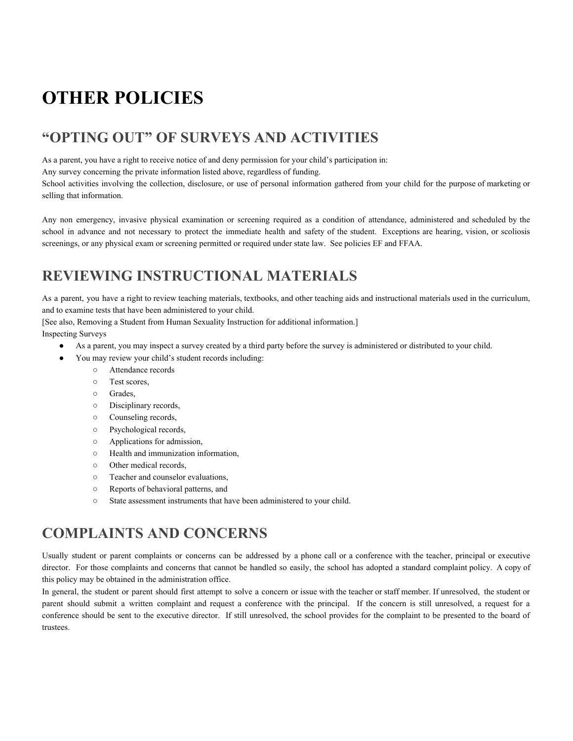# OTHER POLICIES

## "OPTING OUT" OF SURVEYS AND ACTIVITIES

As a parent, you have a right to receive notice of and deny permission for your child's participation in:
Any survey concerning the private information listed above, regardless of funding.
School activities involving the collection, disclosure, or use of personal information gathered from your child for the purpose of marketing or selling that information.

Any non emergency, invasive physical examination or screening required as a condition of attendance, administered and scheduled by the school in advance and not necessary to protect the immediate health and safety of the student. Exceptions are hearing, vision, or scoliosis screenings, or any physical exam or screening permitted or required under state law. See policies EF and FFAA.

## REVIEWING INSTRUCTIONAL MATERIALS

As a parent, you have a right to review teaching materials, textbooks, and other teaching aids and instructional materials used in the curriculum, and to examine tests that have been administered to your child.
[See also, Removing a Student from Human Sexuality Instruction for additional information.]
Inspecting Surveys

- As a parent, you may inspect a survey created by a third party before the survey is administered or distributed to your child.
- You may review your child's student records including:
    - Attendance records
    - Test scores,
    - Grades,
    - Disciplinary records,
    - Counseling records,
    - Psychological records,
    - Applications for admission,
    - Health and immunization information,
    - Other medical records,
    - Teacher and counselor evaluations,
    - Reports of behavioral patterns, and
    - State assessment instruments that have been administered to your child.

## COMPLAINTS AND CONCERNS

Usually student or parent complaints or concerns can be addressed by a phone call or a conference with the teacher, principal or executive director. For those complaints and concerns that cannot be handled so easily, the school has adopted a standard complaint policy. A copy of this policy may be obtained in the administration office.
In general, the student or parent should first attempt to solve a concern or issue with the teacher or staff member. If unresolved, the student or parent should submit a written complaint and request a conference with the principal. If the concern is still unresolved, a request for a conference should be sent to the executive director. If still unresolved, the school provides for the complaint to be presented to the board of trustees.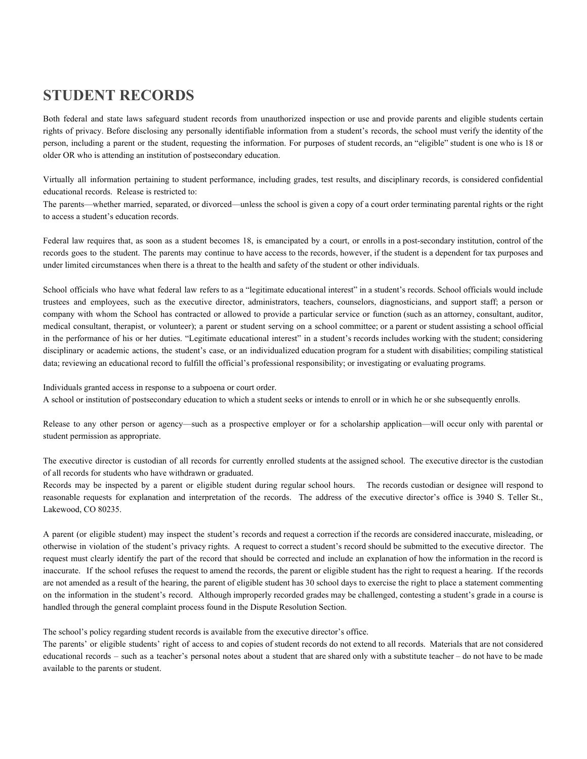# STUDENT RECORDS

Both federal and state laws safeguard student records from unauthorized inspection or use and provide parents and eligible students certain rights of privacy. Before disclosing any personally identifiable information from a student's records, the school must verify the identity of the person, including a parent or the student, requesting the information. For purposes of student records, an "eligible" student is one who is 18 or older OR who is attending an institution of postsecondary education.

Virtually all information pertaining to student performance, including grades, test results, and disciplinary records, is considered confidential educational records. Release is restricted to:

The parents—whether married, separated, or divorced—unless the school is given a copy of a court order terminating parental rights or the right to access a student's education records.

Federal law requires that, as soon as a student becomes 18, is emancipated by a court, or enrolls in a post-secondary institution, control of the records goes to the student. The parents may continue to have access to the records, however, if the student is a dependent for tax purposes and under limited circumstances when there is a threat to the health and safety of the student or other individuals.

School officials who have what federal law refers to as a "legitimate educational interest" in a student's records. School officials would include trustees and employees, such as the executive director, administrators, teachers, counselors, diagnosticians, and support staff; a person or company with whom the School has contracted or allowed to provide a particular service or function (such as an attorney, consultant, auditor, medical consultant, therapist, or volunteer); a parent or student serving on a school committee; or a parent or student assisting a school official in the performance of his or her duties. "Legitimate educational interest" in a student's records includes working with the student; considering disciplinary or academic actions, the student's case, or an individualized education program for a student with disabilities; compiling statistical data; reviewing an educational record to fulfill the official's professional responsibility; or investigating or evaluating programs.

Individuals granted access in response to a subpoena or court order.

A school or institution of postsecondary education to which a student seeks or intends to enroll or in which he or she subsequently enrolls.

Release to any other person or agency—such as a prospective employer or for a scholarship application—will occur only with parental or student permission as appropriate.

The executive director is custodian of all records for currently enrolled students at the assigned school. The executive director is the custodian of all records for students who have withdrawn or graduated.

Records may be inspected by a parent or eligible student during regular school hours. The records custodian or designee will respond to reasonable requests for explanation and interpretation of the records. The address of the executive director's office is 3940 S. Teller St., Lakewood, CO 80235.

A parent (or eligible student) may inspect the student's records and request a correction if the records are considered inaccurate, misleading, or otherwise in violation of the student's privacy rights. A request to correct a student's record should be submitted to the executive director. The request must clearly identify the part of the record that should be corrected and include an explanation of how the information in the record is inaccurate. If the school refuses the request to amend the records, the parent or eligible student has the right to request a hearing. If the records are not amended as a result of the hearing, the parent of eligible student has 30 school days to exercise the right to place a statement commenting on the information in the student's record. Although improperly recorded grades may be challenged, contesting a student's grade in a course is handled through the general complaint process found in the Dispute Resolution Section.

The school's policy regarding student records is available from the executive director's office.

The parents' or eligible students' right of access to and copies of student records do not extend to all records. Materials that are not considered educational records – such as a teacher's personal notes about a student that are shared only with a substitute teacher – do not have to be made available to the parents or student.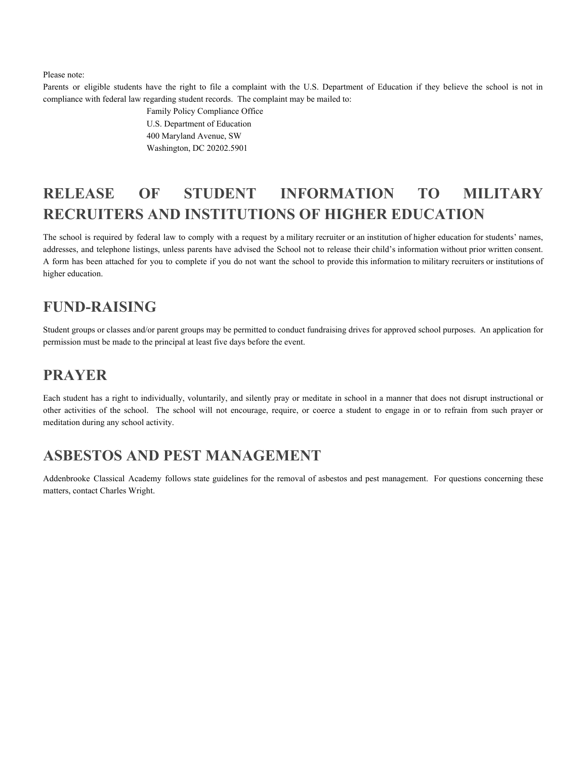Please note:
Parents or eligible students have the right to file a complaint with the U.S. Department of Education if they believe the school is not in compliance with federal law regarding student records. The complaint may be mailed to:

Family Policy Compliance Office
U.S. Department of Education
400 Maryland Avenue, SW
Washington, DC 20202.5901

## RELEASE OF STUDENT INFORMATION TO MILITARY RECRUITERS AND INSTITUTIONS OF HIGHER EDUCATION

The school is required by federal law to comply with a request by a military recruiter or an institution of higher education for students' names, addresses, and telephone listings, unless parents have advised the School not to release their child's information without prior written consent. A form has been attached for you to complete if you do not want the school to provide this information to military recruiters or institutions of higher education.

## FUND-RAISING

Student groups or classes and/or parent groups may be permitted to conduct fundraising drives for approved school purposes. An application for permission must be made to the principal at least five days before the event.

## PRAYER

Each student has a right to individually, voluntarily, and silently pray or meditate in school in a manner that does not disrupt instructional or other activities of the school. The school will not encourage, require, or coerce a student to engage in or to refrain from such prayer or meditation during any school activity.

## ASBESTOS AND PEST MANAGEMENT

Addenbrooke Classical Academy follows state guidelines for the removal of asbestos and pest management. For questions concerning these matters, contact Charles Wright.